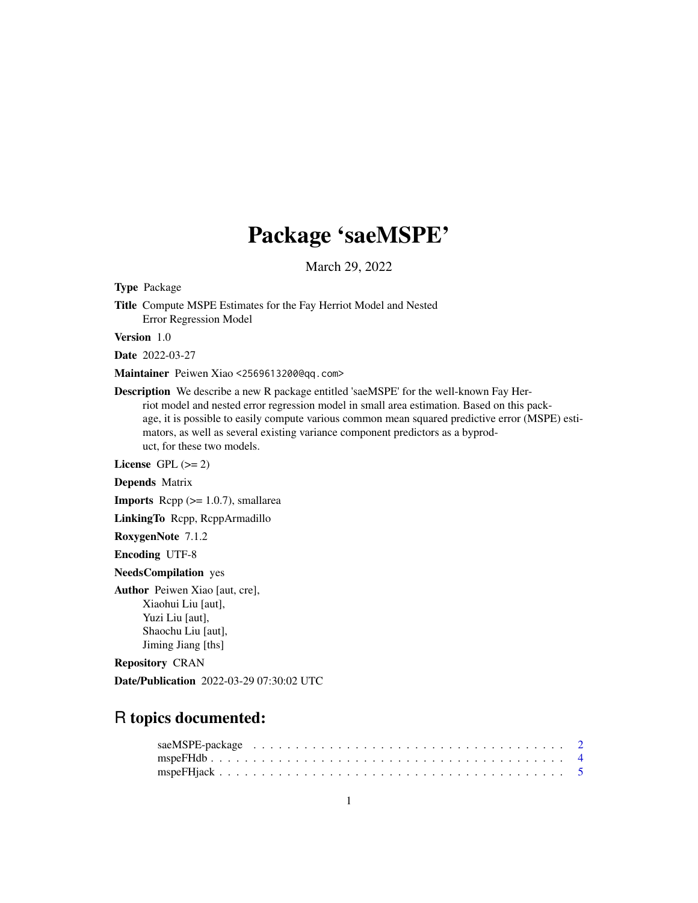# Package 'saeMSPE'

March 29, 2022

**Type** Package

**Title** Compute MSPE Estimates for the Fay Herriot Model and Nested Error Regression Model

**Version** 1.0

**Date** 2022-03-27

**Maintainer** Peiwen Xiao <2569613200@qq.com>

**Description** We describe a new R package entitled 'saeMSPE' for the well-known Fay Herriot model and nested error regression model in small area estimation. Based on this package, it is possible to easily compute various common mean squared predictive error (MSPE) estimators, as well as several existing variance component predictors as a byproduct, for these two models.

**License** GPL (>= 2)

**Depends** Matrix

**Imports** Rcpp (>= 1.0.7), smallarea

**LinkingTo** Rcpp, RcppArmadillo

**RoxygenNote** 7.1.2

**Encoding** UTF-8

**NeedsCompilation** yes

**Author** Peiwen Xiao [aut, cre],
Xiaohui Liu [aut],
Yuzi Liu [aut],
Shaochu Liu [aut],
Jiming Jiang [ths]

**Repository** CRAN

**Date/Publication** 2022-03-29 07:30:02 UTC

## R topics documented:

saeMSPE-package . . . . . . . . . . . . . . . . . . . . . . . . . . . . . . . . . . . 2
mspeFHdb . . . . . . . . . . . . . . . . . . . . . . . . . . . . . . . . . . . . . . . 4
mspeFHjack . . . . . . . . . . . . . . . . . . . . . . . . . . . . . . . . . . . . . . 5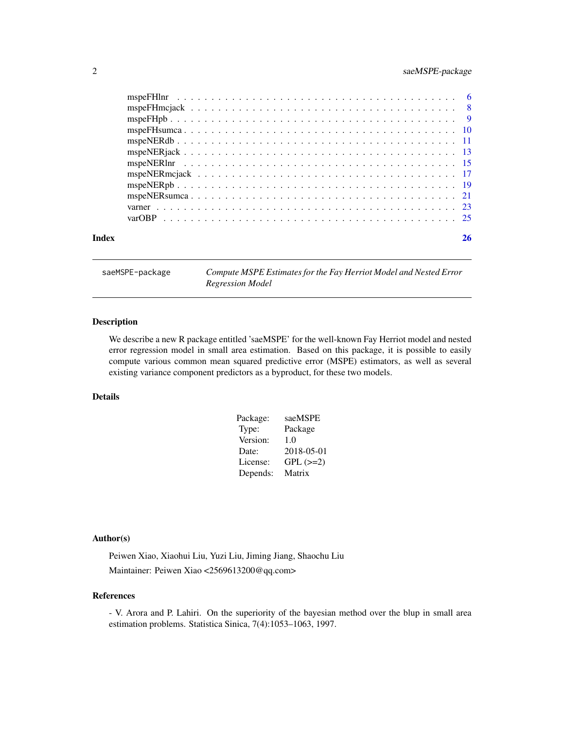| | |
|---|---|
| mspeFHlnr | 6 |
| mspeFHmcjack | 8 |
| mspeFHpb | 9 |
| mspeFHsumca | 10 |
| mspeNERdb | 11 |
| mspeNERjack | 13 |
| mspeNERlnr | 15 |
| mspeNERmcjack | 17 |
| mspeNERpb | 19 |
| mspeNERsumca | 21 |
| varner | 23 |
| varOBP | 25 |

**Index** 26

---

saeMSPE-package *Compute MSPE Estimates for the Fay Herriot Model and Nested Error Regression Model*

---

## Description

We describe a new R package entitled 'saeMSPE' for the well-known Fay Herriot model and nested error regression model in small area estimation. Based on this package, it is possible to easily compute various common mean squared predictive error (MSPE) estimators, as well as several existing variance component predictors as a byproduct, for these two models.

## Details

| | |
|---|---|
| Package: | saeMSPE |
| Type: | Package |
| Version: | 1.0 |
| Date: | 2018-05-01 |
| License: | GPL (>=2) |
| Depends: | Matrix |

## Author(s)

Peiwen Xiao, Xiaohui Liu, Yuzi Liu, Jiming Jiang, Shaochu Liu

Maintainer: Peiwen Xiao <2569613200@qq.com>

## References

- V. Arora and P. Lahiri. On the superiority of the bayesian method over the blup in small area estimation problems. Statistica Sinica, 7(4):1053–1063, 1997.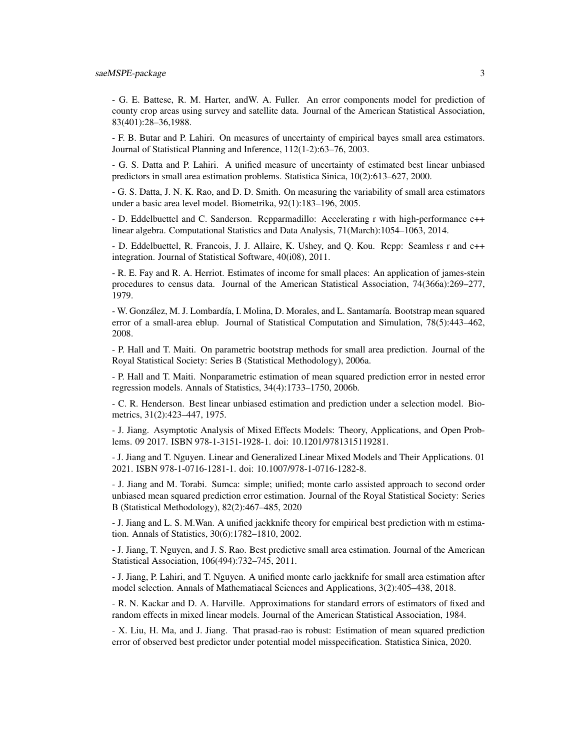- G. E. Battese, R. M. Harter, andW. A. Fuller. An error components model for prediction of county crop areas using survey and satellite data. Journal of the American Statistical Association, 83(401):28–36,1988.

- F. B. Butar and P. Lahiri. On measures of uncertainty of empirical bayes small area estimators. Journal of Statistical Planning and Inference, 112(1-2):63–76, 2003.

- G. S. Datta and P. Lahiri. A unified measure of uncertainty of estimated best linear unbiased predictors in small area estimation problems. Statistica Sinica, 10(2):613–627, 2000.

- G. S. Datta, J. N. K. Rao, and D. D. Smith. On measuring the variability of small area estimators under a basic area level model. Biometrika, 92(1):183–196, 2005.

- D. Eddelbuettel and C. Sanderson. Rcpparmadillo: Accelerating r with high-performance c++ linear algebra. Computational Statistics and Data Analysis, 71(March):1054–1063, 2014.

- D. Eddelbuettel, R. Francois, J. J. Allaire, K. Ushey, and Q. Kou. Rcpp: Seamless r and c++ integration. Journal of Statistical Software, 40(i08), 2011.

- R. E. Fay and R. A. Herriot. Estimates of income for small places: An application of james-stein procedures to census data. Journal of the American Statistical Association, 74(366a):269–277, 1979.

- W. González, M. J. Lombardía, I. Molina, D. Morales, and L. Santamaría. Bootstrap mean squared error of a small-area eblup. Journal of Statistical Computation and Simulation, 78(5):443–462, 2008.

- P. Hall and T. Maiti. On parametric bootstrap methods for small area prediction. Journal of the Royal Statistical Society: Series B (Statistical Methodology), 2006a.

- P. Hall and T. Maiti. Nonparametric estimation of mean squared prediction error in nested error regression models. Annals of Statistics, 34(4):1733–1750, 2006b.

- C. R. Henderson. Best linear unbiased estimation and prediction under a selection model. Biometrics, 31(2):423–447, 1975.

- J. Jiang. Asymptotic Analysis of Mixed Effects Models: Theory, Applications, and Open Problems. 09 2017. ISBN 978-1-3151-1928-1. doi: 10.1201/9781315119281.

- J. Jiang and T. Nguyen. Linear and Generalized Linear Mixed Models and Their Applications. 01 2021. ISBN 978-1-0716-1281-1. doi: 10.1007/978-1-0716-1282-8.

- J. Jiang and M. Torabi. Sumca: simple; unified; monte carlo assisted approach to second order unbiased mean squared prediction error estimation. Journal of the Royal Statistical Society: Series B (Statistical Methodology), 82(2):467–485, 2020

- J. Jiang and L. S. M.Wan. A unified jackknife theory for empirical best prediction with m estimation. Annals of Statistics, 30(6):1782–1810, 2002.

- J. Jiang, T. Nguyen, and J. S. Rao. Best predictive small area estimation. Journal of the American Statistical Association, 106(494):732–745, 2011.

- J. Jiang, P. Lahiri, and T. Nguyen. A unified monte carlo jackknife for small area estimation after model selection. Annals of Mathematiacal Sciences and Applications, 3(2):405–438, 2018.

- R. N. Kackar and D. A. Harville. Approximations for standard errors of estimators of fixed and random effects in mixed linear models. Journal of the American Statistical Association, 1984.

- X. Liu, H. Ma, and J. Jiang. That prasad-rao is robust: Estimation of mean squared prediction error of observed best predictor under potential model misspecification. Statistica Sinica, 2020.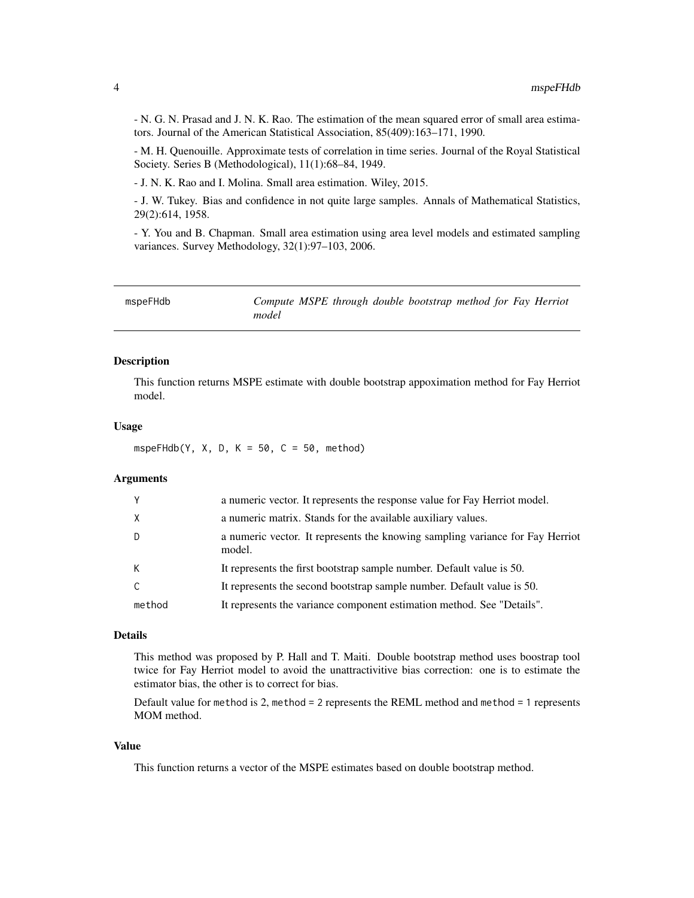- N. G. N. Prasad and J. N. K. Rao. The estimation of the mean squared error of small area estimators. Journal of the American Statistical Association, 85(409):163–171, 1990.

- M. H. Quenouille. Approximate tests of correlation in time series. Journal of the Royal Statistical Society. Series B (Methodological), 11(1):68–84, 1949.

- J. N. K. Rao and I. Molina. Small area estimation. Wiley, 2015.

- J. W. Tukey. Bias and confidence in not quite large samples. Annals of Mathematical Statistics, 29(2):614, 1958.

- Y. You and B. Chapman. Small area estimation using area level models and estimated sampling variances. Survey Methodology, 32(1):97–103, 2006.

---

## mspeFHdb — *Compute MSPE through double bootstrap method for Fay Herriot model*

---

### Description

This function returns MSPE estimate with double bootstrap appoximation method for Fay Herriot model.

### Usage

```
mspeFHdb(Y, X, D, K = 50, C = 50, method)
```

### Arguments

| | |
|---|---|
| `Y` | a numeric vector. It represents the response value for Fay Herriot model. |
| `X` | a numeric matrix. Stands for the available auxiliary values. |
| `D` | a numeric vector. It represents the knowing sampling variance for Fay Herriot model. |
| `K` | It represents the first bootstrap sample number. Default value is 50. |
| `C` | It represents the second bootstrap sample number. Default value is 50. |
| `method` | It represents the variance component estimation method. See "Details". |

### Details

This method was proposed by P. Hall and T. Maiti. Double bootstrap method uses boostrap tool twice for Fay Herriot model to avoid the unattractivitive bias correction: one is to estimate the estimator bias, the other is to correct for bias.

Default value for `method` is 2, `method = 2` represents the REML method and `method = 1` represents MOM method.

### Value

This function returns a vector of the MSPE estimates based on double bootstrap method.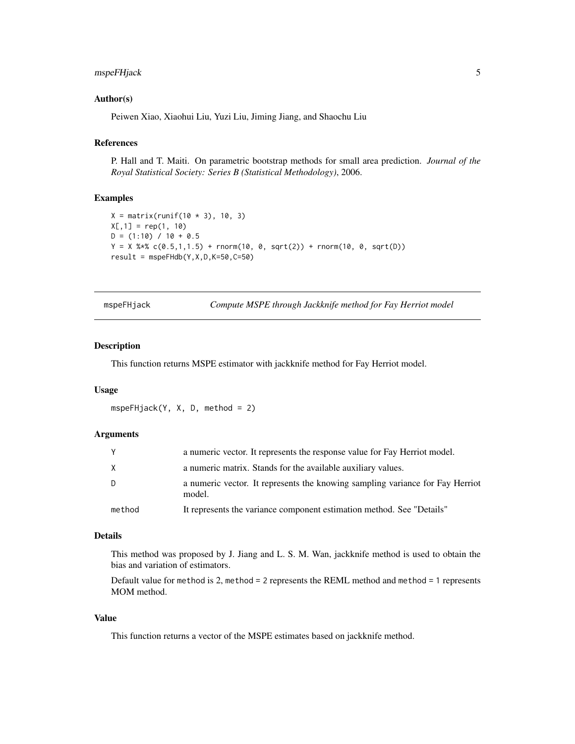### Author(s)

Peiwen Xiao, Xiaohui Liu, Yuzi Liu, Jiming Jiang, and Shaochu Liu

### References

P. Hall and T. Maiti. On parametric bootstrap methods for small area prediction. *Journal of the Royal Statistical Society: Series B (Statistical Methodology)*, 2006.

### Examples

```
X = matrix(runif(10 * 3), 10, 3)
X[,1] = rep(1, 10)
D = (1:10) / 10 + 0.5
Y = X %*% c(0.5,1,1.5) + rnorm(10, 0, sqrt(2)) + rnorm(10, 0, sqrt(D))
result = mspeFHdb(Y,X,D,K=50,C=50)
```

---

## mspeFHjack — *Compute MSPE through Jackknife method for Fay Herriot model*

---

### Description

This function returns MSPE estimator with jackknife method for Fay Herriot model.

### Usage

```
mspeFHjack(Y, X, D, method = 2)
```

### Arguments

| | |
|---|---|
| Y | a numeric vector. It represents the response value for Fay Herriot model. |
| X | a numeric matrix. Stands for the available auxiliary values. |
| D | a numeric vector. It represents the knowing sampling variance for Fay Herriot model. |
| method | It represents the variance component estimation method. See "Details" |

### Details

This method was proposed by J. Jiang and L. S. M. Wan, jackknife method is used to obtain the bias and variation of estimators.

Default value for `method` is 2, `method = 2` represents the REML method and `method = 1` represents MOM method.

### Value

This function returns a vector of the MSPE estimates based on jackknife method.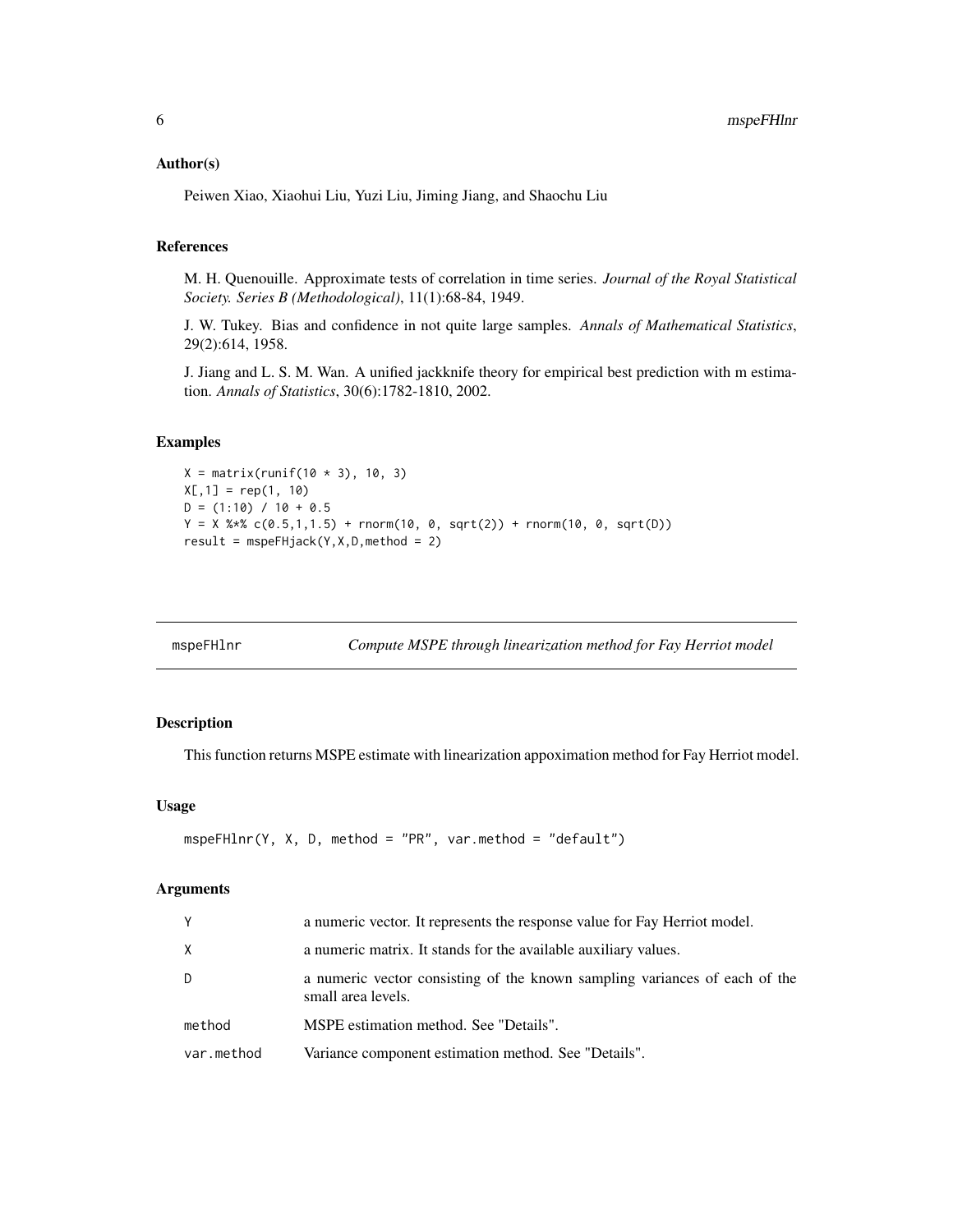### Author(s)

Peiwen Xiao, Xiaohui Liu, Yuzi Liu, Jiming Jiang, and Shaochu Liu

### References

M. H. Quenouille. Approximate tests of correlation in time series. *Journal of the Royal Statistical Society. Series B (Methodological)*, 11(1):68-84, 1949.

J. W. Tukey. Bias and confidence in not quite large samples. *Annals of Mathematical Statistics*, 29(2):614, 1958.

J. Jiang and L. S. M. Wan. A unified jackknife theory for empirical best prediction with m estimation. *Annals of Statistics*, 30(6):1782-1810, 2002.

### Examples

```
X = matrix(runif(10 * 3), 10, 3)
X[,1] = rep(1, 10)
D = (1:10) / 10 + 0.5
Y = X %*% c(0.5,1,1.5) + rnorm(10, 0, sqrt(2)) + rnorm(10, 0, sqrt(D))
result = mspeFHjack(Y,X,D,method = 2)
```

---

## mspeFHlnr — *Compute MSPE through linearization method for Fay Herriot model*

### Description

This function returns MSPE estimate with linearization appoximation method for Fay Herriot model.

### Usage

```
mspeFHlnr(Y, X, D, method = "PR", var.method = "default")
```

### Arguments

| | |
|---|---|
| Y | a numeric vector. It represents the response value for Fay Herriot model. |
| X | a numeric matrix. It stands for the available auxiliary values. |
| D | a numeric vector consisting of the known sampling variances of each of the small area levels. |
| method | MSPE estimation method. See "Details". |
| var.method | Variance component estimation method. See "Details". |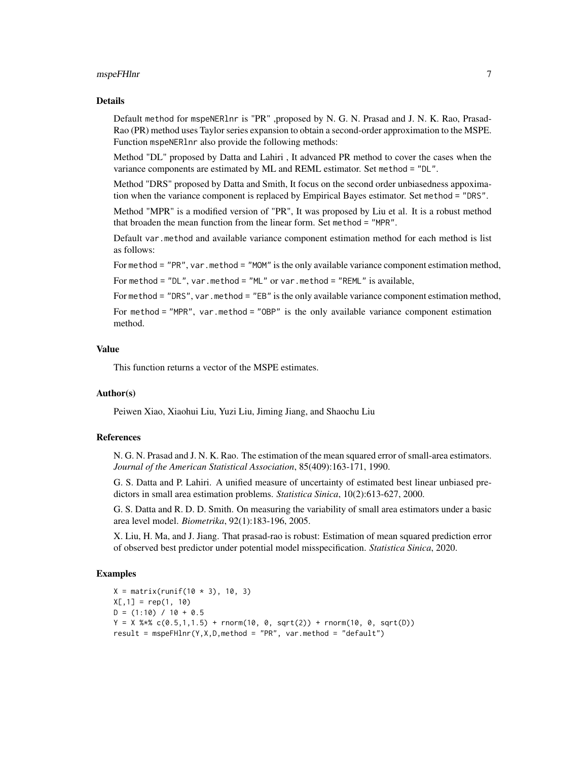### Details

Default method for mspeNERlnr is "PR" ,proposed by N. G. N. Prasad and J. N. K. Rao, Prasad-Rao (PR) method uses Taylor series expansion to obtain a second-order approximation to the MSPE. Function mspeNERlnr also provide the following methods:

Method "DL" proposed by Datta and Lahiri , It advanced PR method to cover the cases when the variance components are estimated by ML and REML estimator. Set method = "DL".

Method "DRS" proposed by Datta and Smith, It focus on the second order unbiasedness appoximation when the variance component is replaced by Empirical Bayes estimator. Set method = "DRS".

Method "MPR" is a modified version of "PR", It was proposed by Liu et al. It is a robust method that broaden the mean function from the linear form. Set method = "MPR".

Default var.method and available variance component estimation method for each method is list as follows:

For method = "PR", var.method = "MOM" is the only available variance component estimation method,

For method = "DL", var.method = "ML" or var.method = "REML" is available,

For method = "DRS", var.method = "EB" is the only available variance component estimation method,

For method = "MPR", var.method = "OBP" is the only available variance component estimation method.

### Value

This function returns a vector of the MSPE estimates.

### Author(s)

Peiwen Xiao, Xiaohui Liu, Yuzi Liu, Jiming Jiang, and Shaochu Liu

### References

N. G. N. Prasad and J. N. K. Rao. The estimation of the mean squared error of small-area estimators. *Journal of the American Statistical Association*, 85(409):163-171, 1990.

G. S. Datta and P. Lahiri. A unified measure of uncertainty of estimated best linear unbiased predictors in small area estimation problems. *Statistica Sinica*, 10(2):613-627, 2000.

G. S. Datta and R. D. D. Smith. On measuring the variability of small area estimators under a basic area level model. *Biometrika*, 92(1):183-196, 2005.

X. Liu, H. Ma, and J. Jiang. That prasad-rao is robust: Estimation of mean squared prediction error of observed best predictor under potential model misspecification. *Statistica Sinica*, 2020.

### Examples

```
X = matrix(runif(10 * 3), 10, 3)
X[,1] = rep(1, 10)
D = (1:10) / 10 + 0.5
Y = X %*% c(0.5,1,1.5) + rnorm(10, 0, sqrt(2)) + rnorm(10, 0, sqrt(D))
result = mspeFHlnr(Y,X,D,method = "PR", var.method = "default")
```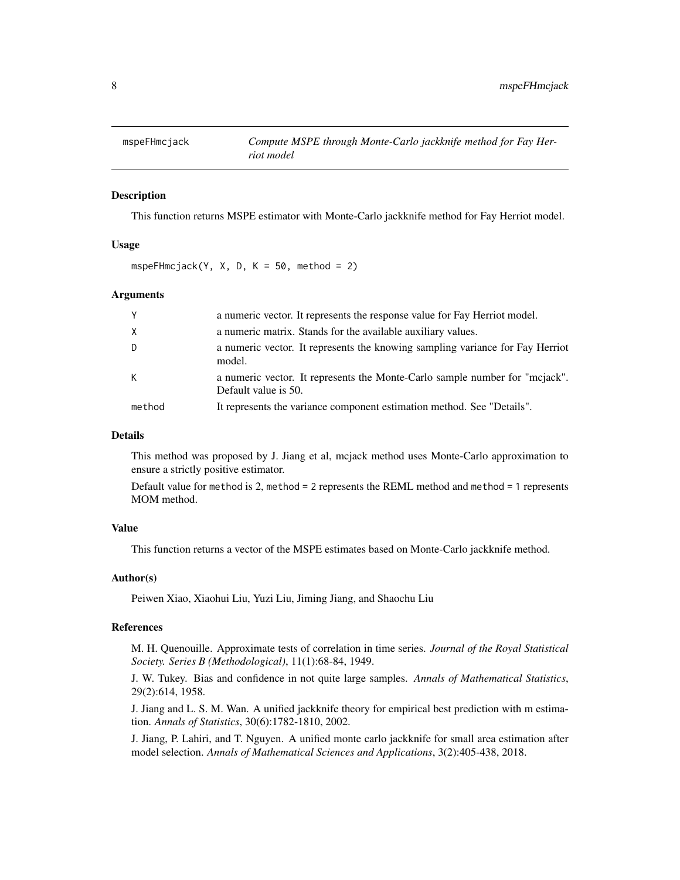## mspeFHmcjack — *Compute MSPE through Monte-Carlo jackknife method for Fay Herriot model*

### Description

This function returns MSPE estimator with Monte-Carlo jackknife method for Fay Herriot model.

### Usage

```
mspeFHmcjack(Y, X, D, K = 50, method = 2)
```

### Arguments

| | |
|---|---|
| Y | a numeric vector. It represents the response value for Fay Herriot model. |
| X | a numeric matrix. Stands for the available auxiliary values. |
| D | a numeric vector. It represents the knowing sampling variance for Fay Herriot model. |
| K | a numeric vector. It represents the Monte-Carlo sample number for "mcjack". Default value is 50. |
| method | It represents the variance component estimation method. See "Details". |

### Details

This method was proposed by J. Jiang et al, mcjack method uses Monte-Carlo approximation to ensure a strictly positive estimator.

Default value for `method` is 2, `method = 2` represents the REML method and `method = 1` represents MOM method.

### Value

This function returns a vector of the MSPE estimates based on Monte-Carlo jackknife method.

### Author(s)

Peiwen Xiao, Xiaohui Liu, Yuzi Liu, Jiming Jiang, and Shaochu Liu

### References

M. H. Quenouille. Approximate tests of correlation in time series. *Journal of the Royal Statistical Society. Series B (Methodological)*, 11(1):68-84, 1949.

J. W. Tukey. Bias and confidence in not quite large samples. *Annals of Mathematical Statistics*, 29(2):614, 1958.

J. Jiang and L. S. M. Wan. A unified jackknife theory for empirical best prediction with m estimation. *Annals of Statistics*, 30(6):1782-1810, 2002.

J. Jiang, P. Lahiri, and T. Nguyen. A unified monte carlo jackknife for small area estimation after model selection. *Annals of Mathematical Sciences and Applications*, 3(2):405-438, 2018.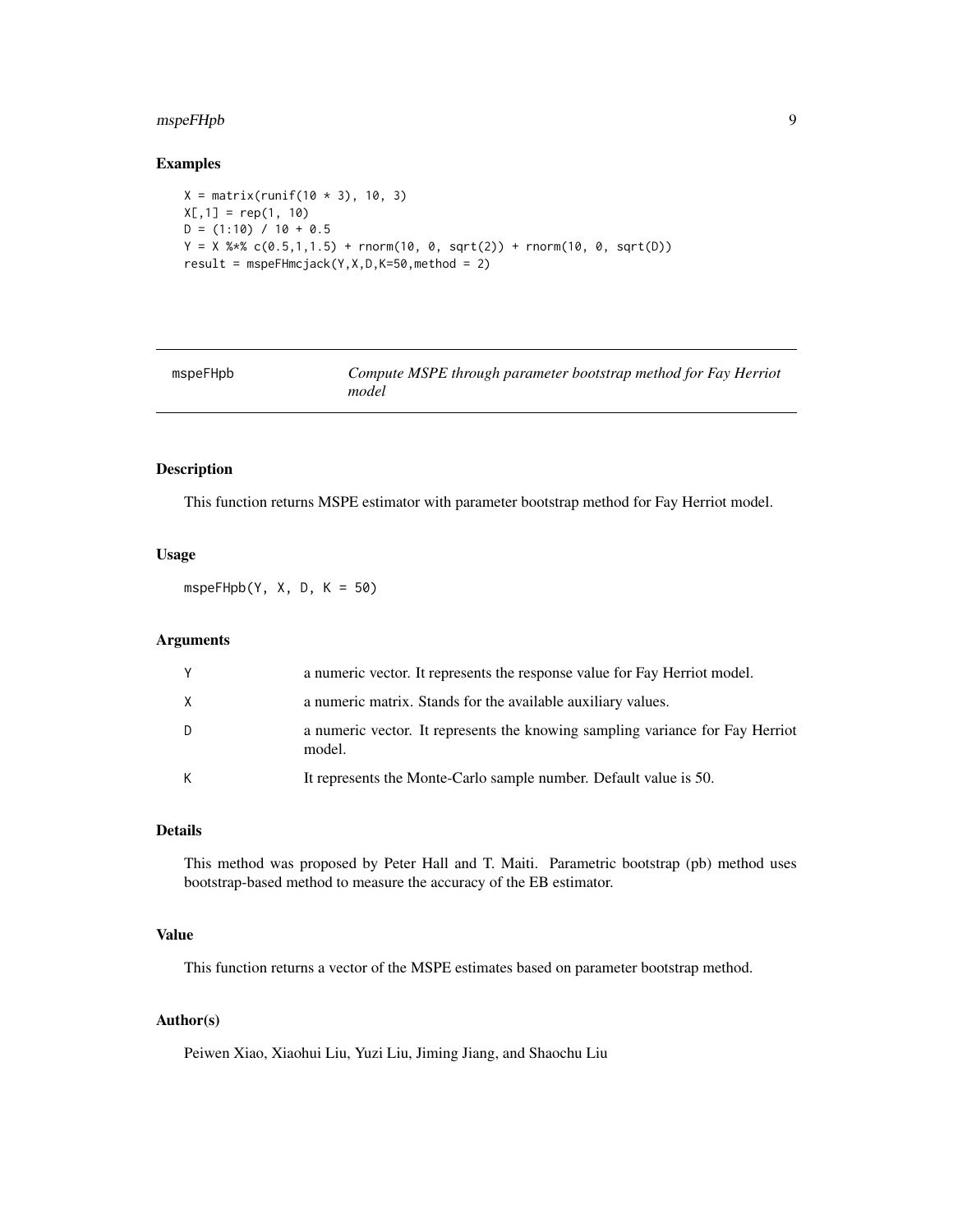## Examples

```
X = matrix(runif(10 * 3), 10, 3)
X[,1] = rep(1, 10)
D = (1:10) / 10 + 0.5
Y = X %*% c(0.5,1,1.5) + rnorm(10, 0, sqrt(2)) + rnorm(10, 0, sqrt(D))
result = mspeFHmcjack(Y,X,D,K=50,method = 2)
```

---

# mspeFHpb — *Compute MSPE through parameter bootstrap method for Fay Herriot model*

---

## Description

This function returns MSPE estimator with parameter bootstrap method for Fay Herriot model.

## Usage

```
mspeFHpb(Y, X, D, K = 50)
```

## Arguments

| | |
|---|---|
| Y | a numeric vector. It represents the response value for Fay Herriot model. |
| X | a numeric matrix. Stands for the available auxiliary values. |
| D | a numeric vector. It represents the knowing sampling variance for Fay Herriot model. |
| K | It represents the Monte-Carlo sample number. Default value is 50. |

## Details

This method was proposed by Peter Hall and T. Maiti. Parametric bootstrap (pb) method uses bootstrap-based method to measure the accuracy of the EB estimator.

## Value

This function returns a vector of the MSPE estimates based on parameter bootstrap method.

## Author(s)

Peiwen Xiao, Xiaohui Liu, Yuzi Liu, Jiming Jiang, and Shaochu Liu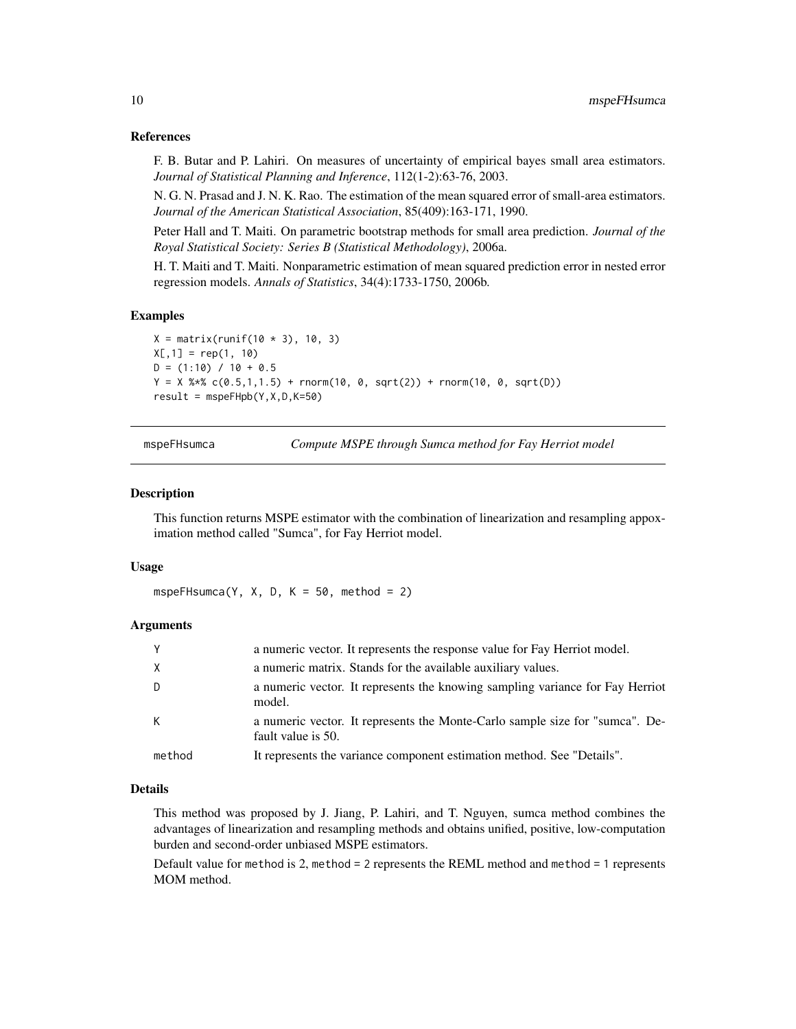### References

F. B. Butar and P. Lahiri. On measures of uncertainty of empirical bayes small area estimators. *Journal of Statistical Planning and Inference*, 112(1-2):63-76, 2003.

N. G. N. Prasad and J. N. K. Rao. The estimation of the mean squared error of small-area estimators. *Journal of the American Statistical Association*, 85(409):163-171, 1990.

Peter Hall and T. Maiti. On parametric bootstrap methods for small area prediction. *Journal of the Royal Statistical Society: Series B (Statistical Methodology)*, 2006a.

H. T. Maiti and T. Maiti. Nonparametric estimation of mean squared prediction error in nested error regression models. *Annals of Statistics*, 34(4):1733-1750, 2006b.

### Examples

```
X = matrix(runif(10 * 3), 10, 3)
X[,1] = rep(1, 10)
D = (1:10) / 10 + 0.5
Y = X %*% c(0.5,1,1.5) + rnorm(10, 0, sqrt(2)) + rnorm(10, 0, sqrt(D))
result = mspeFHpb(Y,X,D,K=50)
```

---

## mspeFHsumca — *Compute MSPE through Sumca method for Fay Herriot model*

### Description

This function returns MSPE estimator with the combination of linearization and resampling appoximation method called "Sumca", for Fay Herriot model.

### Usage

```
mspeFHsumca(Y, X, D, K = 50, method = 2)
```

### Arguments

| | |
|---|---|
| Y | a numeric vector. It represents the response value for Fay Herriot model. |
| X | a numeric matrix. Stands for the available auxiliary values. |
| D | a numeric vector. It represents the knowing sampling variance for Fay Herriot model. |
| K | a numeric vector. It represents the Monte-Carlo sample size for "sumca". Default value is 50. |
| method | It represents the variance component estimation method. See "Details". |

### Details

This method was proposed by J. Jiang, P. Lahiri, and T. Nguyen, sumca method combines the advantages of linearization and resampling methods and obtains unified, positive, low-computation burden and second-order unbiased MSPE estimators.

Default value for method is 2, method = 2 represents the REML method and method = 1 represents MOM method.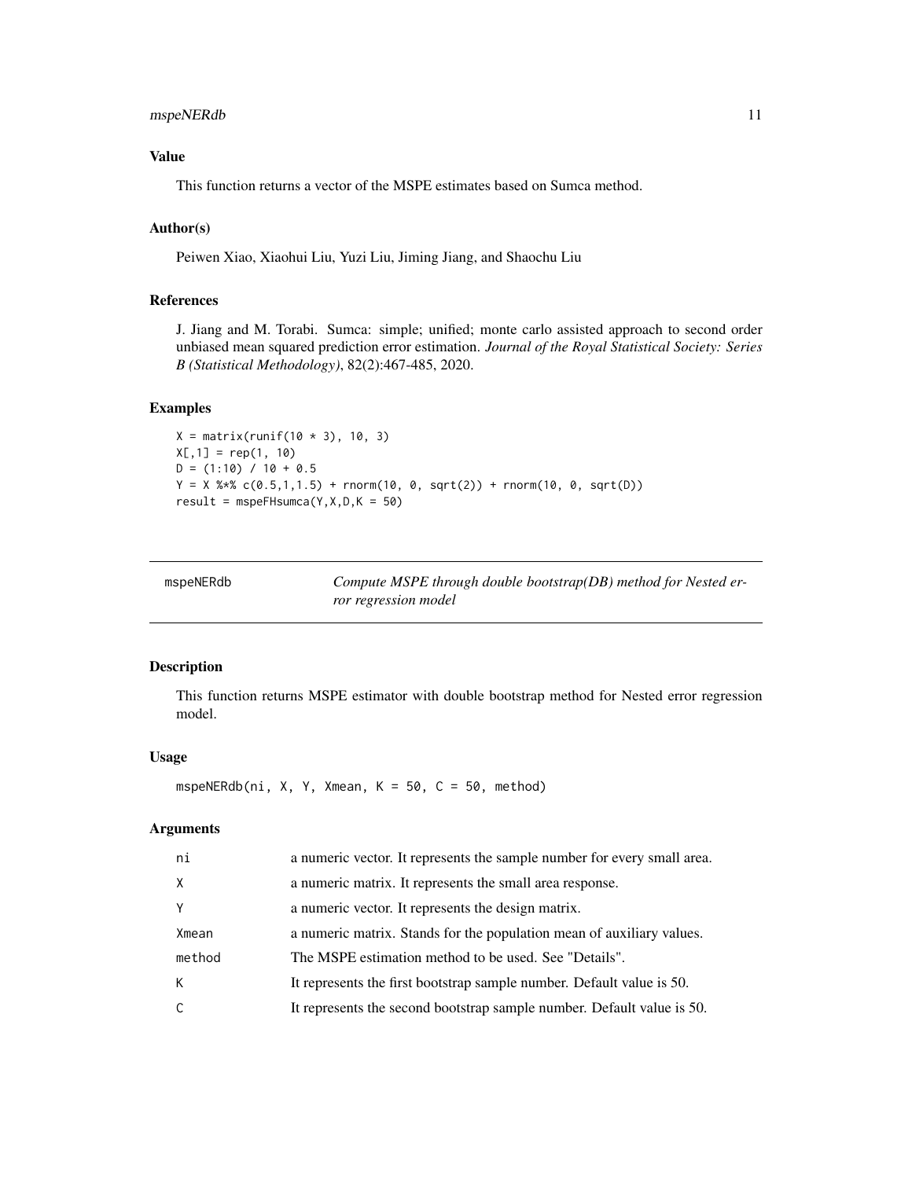### Value

This function returns a vector of the MSPE estimates based on Sumca method.

### Author(s)

Peiwen Xiao, Xiaohui Liu, Yuzi Liu, Jiming Jiang, and Shaochu Liu

### References

J. Jiang and M. Torabi. Sumca: simple; unified; monte carlo assisted approach to second order unbiased mean squared prediction error estimation. *Journal of the Royal Statistical Society: Series B (Statistical Methodology)*, 82(2):467-485, 2020.

### Examples

```
X = matrix(runif(10 * 3), 10, 3)
X[,1] = rep(1, 10)
D = (1:10) / 10 + 0.5
Y = X %*% c(0.5,1,1.5) + rnorm(10, 0, sqrt(2)) + rnorm(10, 0, sqrt(D))
result = mspeFHsumca(Y,X,D,K = 50)
```

---

## mspeNERdb — *Compute MSPE through double bootstrap(DB) method for Nested error regression model*

### Description

This function returns MSPE estimator with double bootstrap method for Nested error regression model.

### Usage

```
mspeNERdb(ni, X, Y, Xmean, K = 50, C = 50, method)
```

### Arguments

| | |
|---|---|
| ni | a numeric vector. It represents the sample number for every small area. |
| X | a numeric matrix. It represents the small area response. |
| Y | a numeric vector. It represents the design matrix. |
| Xmean | a numeric matrix. Stands for the population mean of auxiliary values. |
| method | The MSPE estimation method to be used. See "Details". |
| K | It represents the first bootstrap sample number. Default value is 50. |
| C | It represents the second bootstrap sample number. Default value is 50. |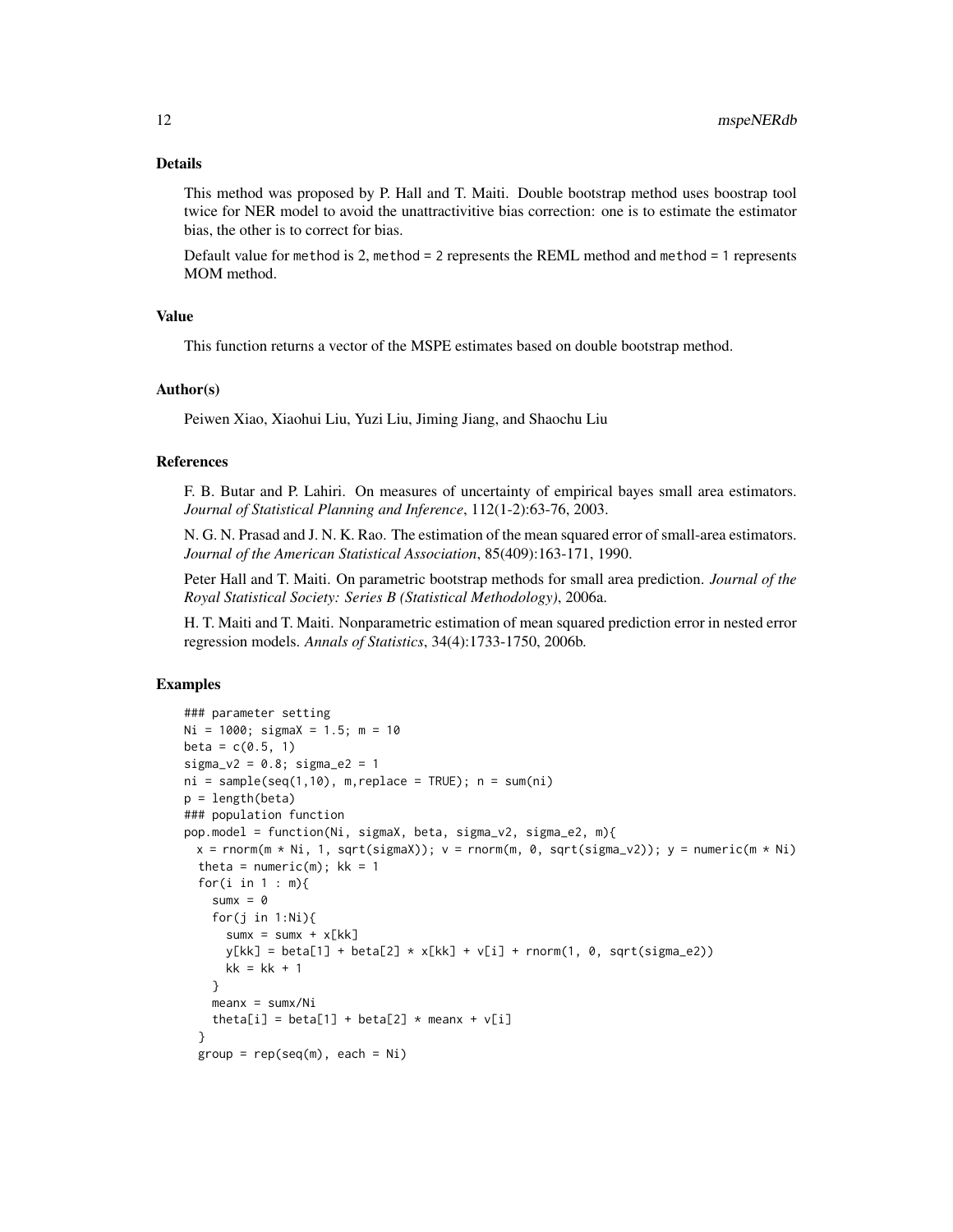## Details

This method was proposed by P. Hall and T. Maiti. Double bootstrap method uses boostrap tool twice for NER model to avoid the unattractivitive bias correction: one is to estimate the estimator bias, the other is to correct for bias.

Default value for method is 2, method = 2 represents the REML method and method = 1 represents MOM method.

## Value

This function returns a vector of the MSPE estimates based on double bootstrap method.

## Author(s)

Peiwen Xiao, Xiaohui Liu, Yuzi Liu, Jiming Jiang, and Shaochu Liu

## References

F. B. Butar and P. Lahiri. On measures of uncertainty of empirical bayes small area estimators. *Journal of Statistical Planning and Inference*, 112(1-2):63-76, 2003.

N. G. N. Prasad and J. N. K. Rao. The estimation of the mean squared error of small-area estimators. *Journal of the American Statistical Association*, 85(409):163-171, 1990.

Peter Hall and T. Maiti. On parametric bootstrap methods for small area prediction. *Journal of the Royal Statistical Society: Series B (Statistical Methodology)*, 2006a.

H. T. Maiti and T. Maiti. Nonparametric estimation of mean squared prediction error in nested error regression models. *Annals of Statistics*, 34(4):1733-1750, 2006b.

## Examples

```
### parameter setting
Ni = 1000; sigmaX = 1.5; m = 10
beta = c(0.5, 1)
sigma_v2 = 0.8; sigma_e2 = 1
ni = sample(seq(1,10), m,replace = TRUE); n = sum(ni)
p = length(beta)
### population function
pop.model = function(Ni, sigmaX, beta, sigma_v2, sigma_e2, m){
  x = rnorm(m * Ni, 1, sqrt(sigmaX)); v = rnorm(m, 0, sqrt(sigma_v2)); y = numeric(m * Ni)
  theta = numeric(m); kk = 1
  for(i in 1 : m){
    sumx = 0
    for(j in 1:Ni){
      sumx = sumx + x[kk]
      y[kk] = beta[1] + beta[2] * x[kk] + v[i] + rnorm(1, 0, sqrt(sigma_e2))
      kk = kk + 1
    }
    meanx = sumx/Ni
    theta[i] = beta[1] + beta[2] * meanx + v[i]
  }
  group = rep(seq(m), each = Ni)
```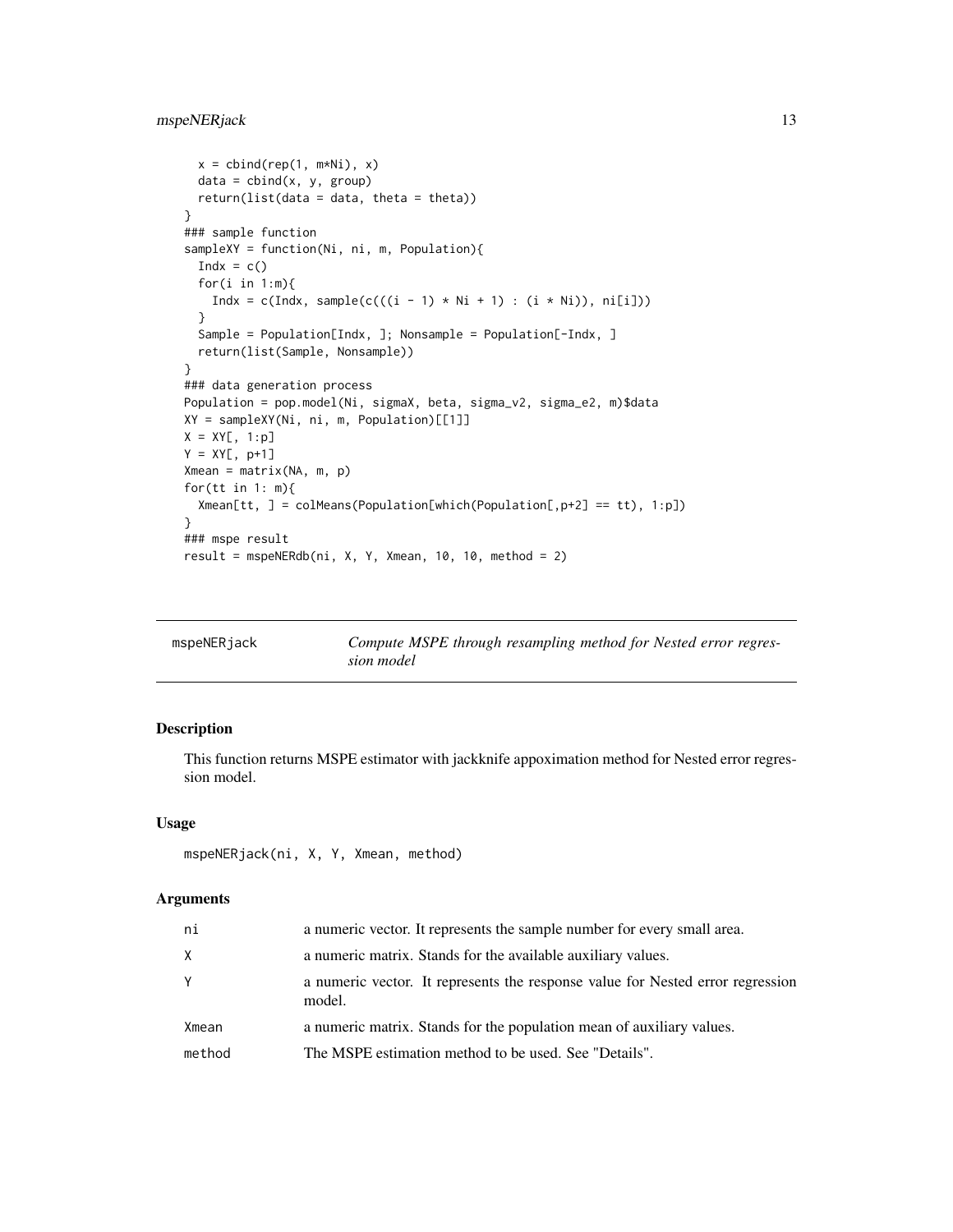```
  x = cbind(rep(1, m*Ni), x)
  data = cbind(x, y, group)
  return(list(data = data, theta = theta))
}
### sample function
sampleXY = function(Ni, ni, m, Population){
  Indx = c()
  for(i in 1:m){
    Indx = c(Indx, sample(c(((i - 1) * Ni + 1) : (i * Ni)), ni[i]))
  }
  Sample = Population[Indx, ]; Nonsample = Population[-Indx, ]
  return(list(Sample, Nonsample))
}
### data generation process
Population = pop.model(Ni, sigmaX, beta, sigma_v2, sigma_e2, m)$data
XY = sampleXY(Ni, ni, m, Population)[[1]]
X = XY[, 1:p]
Y = XY[, p+1]
Xmean = matrix(NA, m, p)
for(tt in 1: m){
  Xmean[tt, ] = colMeans(Population[which(Population[,p+2] == tt), 1:p])
}
### mspe result
result = mspeNERdb(ni, X, Y, Xmean, 10, 10, method = 2)
```

---

## mspeNERjack — *Compute MSPE through resampling method for Nested error regression model*

---

### Description

This function returns MSPE estimator with jackknife appoximation method for Nested error regression model.

### Usage

```
mspeNERjack(ni, X, Y, Xmean, method)
```

### Arguments

| | |
|---|---|
| `ni` | a numeric vector. It represents the sample number for every small area. |
| `X` | a numeric matrix. Stands for the available auxiliary values. |
| `Y` | a numeric vector. It represents the response value for Nested error regression model. |
| `Xmean` | a numeric matrix. Stands for the population mean of auxiliary values. |
| `method` | The MSPE estimation method to be used. See "Details". |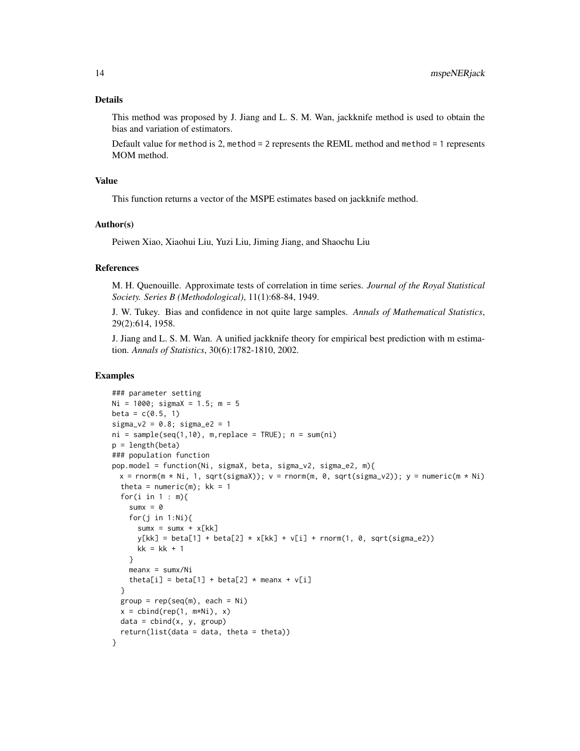## Details

This method was proposed by J. Jiang and L. S. M. Wan, jackknife method is used to obtain the bias and variation of estimators.

Default value for `method` is 2, `method = 2` represents the REML method and `method = 1` represents MOM method.

## Value

This function returns a vector of the MSPE estimates based on jackknife method.

## Author(s)

Peiwen Xiao, Xiaohui Liu, Yuzi Liu, Jiming Jiang, and Shaochu Liu

## References

M. H. Quenouille. Approximate tests of correlation in time series. *Journal of the Royal Statistical Society. Series B (Methodological)*, 11(1):68-84, 1949.

J. W. Tukey. Bias and confidence in not quite large samples. *Annals of Mathematical Statistics*, 29(2):614, 1958.

J. Jiang and L. S. M. Wan. A unified jackknife theory for empirical best prediction with m estimation. *Annals of Statistics*, 30(6):1782-1810, 2002.

## Examples

```
### parameter setting
Ni = 1000; sigmaX = 1.5; m = 5
beta = c(0.5, 1)
sigma_v2 = 0.8; sigma_e2 = 1
ni = sample(seq(1,10), m,replace = TRUE); n = sum(ni)
p = length(beta)
### population function
pop.model = function(Ni, sigmaX, beta, sigma_v2, sigma_e2, m){
  x = rnorm(m * Ni, 1, sqrt(sigmaX)); v = rnorm(m, 0, sqrt(sigma_v2)); y = numeric(m * Ni)
  theta = numeric(m); kk = 1
  for(i in 1 : m){
    sumx = 0
    for(j in 1:Ni){
      sumx = sumx + x[kk]
      y[kk] = beta[1] + beta[2] * x[kk] + v[i] + rnorm(1, 0, sqrt(sigma_e2))
      kk = kk + 1
    }
    meanx = sumx/Ni
    theta[i] = beta[1] + beta[2] * meanx + v[i]
  }
  group = rep(seq(m), each = Ni)
  x = cbind(rep(1, m*Ni), x)
  data = cbind(x, y, group)
  return(list(data = data, theta = theta))
}
```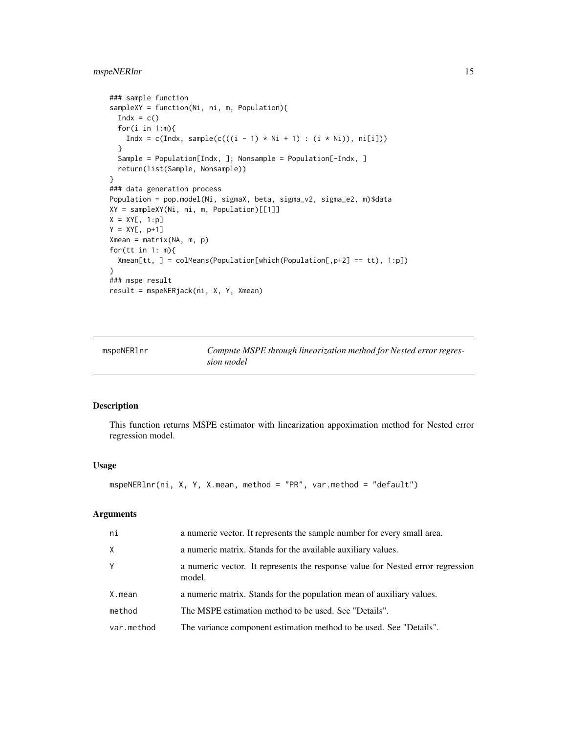```
### sample function
sampleXY = function(Ni, ni, m, Population){
  Indx = c()
  for(i in 1:m){
    Indx = c(Indx, sample(c(((i - 1) * Ni + 1) : (i * Ni)), ni[i]))
  }
  Sample = Population[Indx, ]; Nonsample = Population[-Indx, ]
  return(list(Sample, Nonsample))
}
### data generation process
Population = pop.model(Ni, sigmaX, beta, sigma_v2, sigma_e2, m)$data
XY = sampleXY(Ni, ni, m, Population)[[1]]
X = XY[, 1:p]
Y = XY[, p+1]
Xmean = matrix(NA, m, p)
for(tt in 1: m){
  Xmean[tt, ] = colMeans(Population[which(Population[,p+2] == tt), 1:p])
}
### mspe result
result = mspeNERjack(ni, X, Y, Xmean)
```

---

## mspeNERlnr — *Compute MSPE through linearization method for Nested error regression model*

### Description

This function returns MSPE estimator with linearization appoximation method for Nested error regression model.

### Usage

```
mspeNERlnr(ni, X, Y, X.mean, method = "PR", var.method = "default")
```

### Arguments

| | |
|---|---|
| `ni` | a numeric vector. It represents the sample number for every small area. |
| `X` | a numeric matrix. Stands for the available auxiliary values. |
| `Y` | a numeric vector. It represents the response value for Nested error regression model. |
| `X.mean` | a numeric matrix. Stands for the population mean of auxiliary values. |
| `method` | The MSPE estimation method to be used. See "Details". |
| `var.method` | The variance component estimation method to be used. See "Details". |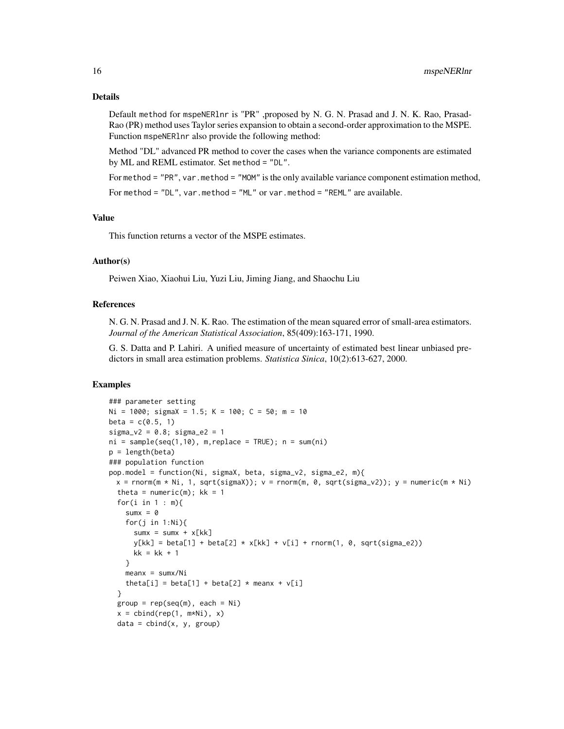## Details

Default method for mspeNERlnr is "PR" ,proposed by N. G. N. Prasad and J. N. K. Rao, Prasad-Rao (PR) method uses Taylor series expansion to obtain a second-order approximation to the MSPE. Function mspeNERlnr also provide the following method:

Method "DL" advanced PR method to cover the cases when the variance components are estimated by ML and REML estimator. Set method = "DL".

For method = "PR", var.method = "MOM" is the only available variance component estimation method,

For method = "DL", var.method = "ML" or var.method = "REML" are available.

## Value

This function returns a vector of the MSPE estimates.

## Author(s)

Peiwen Xiao, Xiaohui Liu, Yuzi Liu, Jiming Jiang, and Shaochu Liu

## References

N. G. N. Prasad and J. N. K. Rao. The estimation of the mean squared error of small-area estimators. *Journal of the American Statistical Association*, 85(409):163-171, 1990.

G. S. Datta and P. Lahiri. A unified measure of uncertainty of estimated best linear unbiased predictors in small area estimation problems. *Statistica Sinica*, 10(2):613-627, 2000.

## Examples

```
### parameter setting
Ni = 1000; sigmaX = 1.5; K = 100; C = 50; m = 10
beta = c(0.5, 1)
sigma_v2 = 0.8; sigma_e2 = 1
ni = sample(seq(1,10), m,replace = TRUE); n = sum(ni)
p = length(beta)
### population function
pop.model = function(Ni, sigmaX, beta, sigma_v2, sigma_e2, m){
  x = rnorm(m * Ni, 1, sqrt(sigmaX)); v = rnorm(m, 0, sqrt(sigma_v2)); y = numeric(m * Ni)
  theta = numeric(m); kk = 1
  for(i in 1 : m){
    sumx = 0
    for(j in 1:Ni){
      sumx = sumx + x[kk]
      y[kk] = beta[1] + beta[2] * x[kk] + v[i] + rnorm(1, 0, sqrt(sigma_e2))
      kk = kk + 1
    }
    meanx = sumx/Ni
    theta[i] = beta[1] + beta[2] * meanx + v[i]
  }
  group = rep(seq(m), each = Ni)
  x = cbind(rep(1, m*Ni), x)
  data = cbind(x, y, group)
```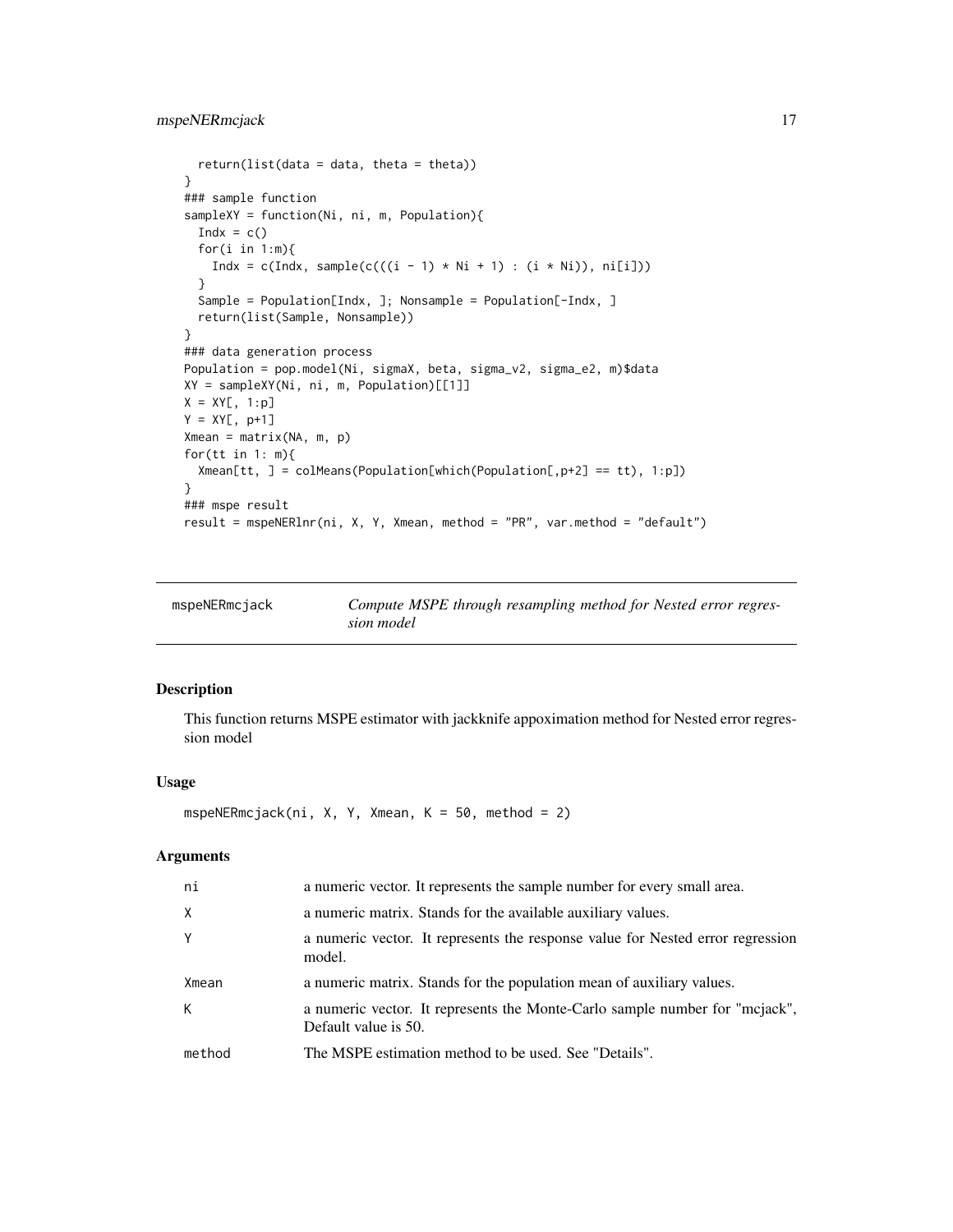```
  return(list(data = data, theta = theta))
}
### sample function
sampleXY = function(Ni, ni, m, Population){
  Indx = c()
  for(i in 1:m){
    Indx = c(Indx, sample(c(((i - 1) * Ni + 1) : (i * Ni)), ni[i]))
  }
  Sample = Population[Indx, ]; Nonsample = Population[-Indx, ]
  return(list(Sample, Nonsample))
}
### data generation process
Population = pop.model(Ni, sigmaX, beta, sigma_v2, sigma_e2, m)$data
XY = sampleXY(Ni, ni, m, Population)[[1]]
X = XY[, 1:p]
Y = XY[, p+1]
Xmean = matrix(NA, m, p)
for(tt in 1: m){
  Xmean[tt, ] = colMeans(Population[which(Population[,p+2] == tt), 1:p])
}
### mspe result
result = mspeNERlnr(ni, X, Y, Xmean, method = "PR", var.method = "default")
```

## mspeNERmcjack — *Compute MSPE through resampling method for Nested error regression model*

### Description

This function returns MSPE estimator with jackknife appoximation method for Nested error regression model

### Usage

```
mspeNERmcjack(ni, X, Y, Xmean, K = 50, method = 2)
```

### Arguments

| | |
|---|---|
| ni | a numeric vector. It represents the sample number for every small area. |
| X | a numeric matrix. Stands for the available auxiliary values. |
| Y | a numeric vector. It represents the response value for Nested error regression model. |
| Xmean | a numeric matrix. Stands for the population mean of auxiliary values. |
| K | a numeric vector. It represents the Monte-Carlo sample number for "mcjack", Default value is 50. |
| method | The MSPE estimation method to be used. See "Details". |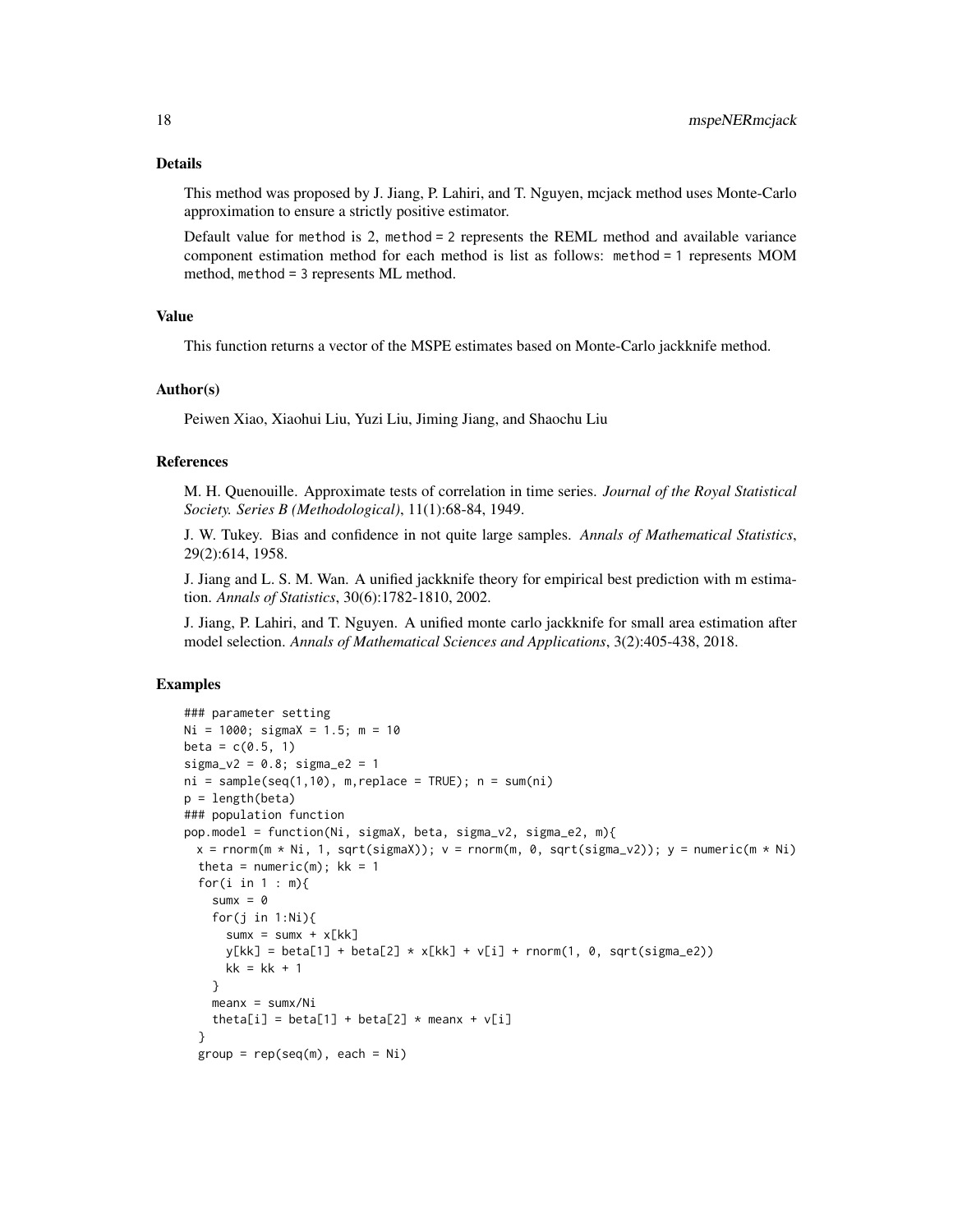## Details

This method was proposed by J. Jiang, P. Lahiri, and T. Nguyen, mcjack method uses Monte-Carlo approximation to ensure a strictly positive estimator.

Default value for method is 2, method = 2 represents the REML method and available variance component estimation method for each method is list as follows: method = 1 represents MOM method, method = 3 represents ML method.

## Value

This function returns a vector of the MSPE estimates based on Monte-Carlo jackknife method.

## Author(s)

Peiwen Xiao, Xiaohui Liu, Yuzi Liu, Jiming Jiang, and Shaochu Liu

## References

M. H. Quenouille. Approximate tests of correlation in time series. *Journal of the Royal Statistical Society. Series B (Methodological)*, 11(1):68-84, 1949.

J. W. Tukey. Bias and confidence in not quite large samples. *Annals of Mathematical Statistics*, 29(2):614, 1958.

J. Jiang and L. S. M. Wan. A unified jackknife theory for empirical best prediction with m estimation. *Annals of Statistics*, 30(6):1782-1810, 2002.

J. Jiang, P. Lahiri, and T. Nguyen. A unified monte carlo jackknife for small area estimation after model selection. *Annals of Mathematical Sciences and Applications*, 3(2):405-438, 2018.

## Examples

```
### parameter setting
Ni = 1000; sigmaX = 1.5; m = 10
beta = c(0.5, 1)
sigma_v2 = 0.8; sigma_e2 = 1
ni = sample(seq(1,10), m,replace = TRUE); n = sum(ni)
p = length(beta)
### population function
pop.model = function(Ni, sigmaX, beta, sigma_v2, sigma_e2, m){
  x = rnorm(m * Ni, 1, sqrt(sigmaX)); v = rnorm(m, 0, sqrt(sigma_v2)); y = numeric(m * Ni)
  theta = numeric(m); kk = 1
  for(i in 1 : m){
    sumx = 0
    for(j in 1:Ni){
      sumx = sumx + x[kk]
      y[kk] = beta[1] + beta[2] * x[kk] + v[i] + rnorm(1, 0, sqrt(sigma_e2))
      kk = kk + 1
    }
    meanx = sumx/Ni
    theta[i] = beta[1] + beta[2] * meanx + v[i]
  }
  group = rep(seq(m), each = Ni)
```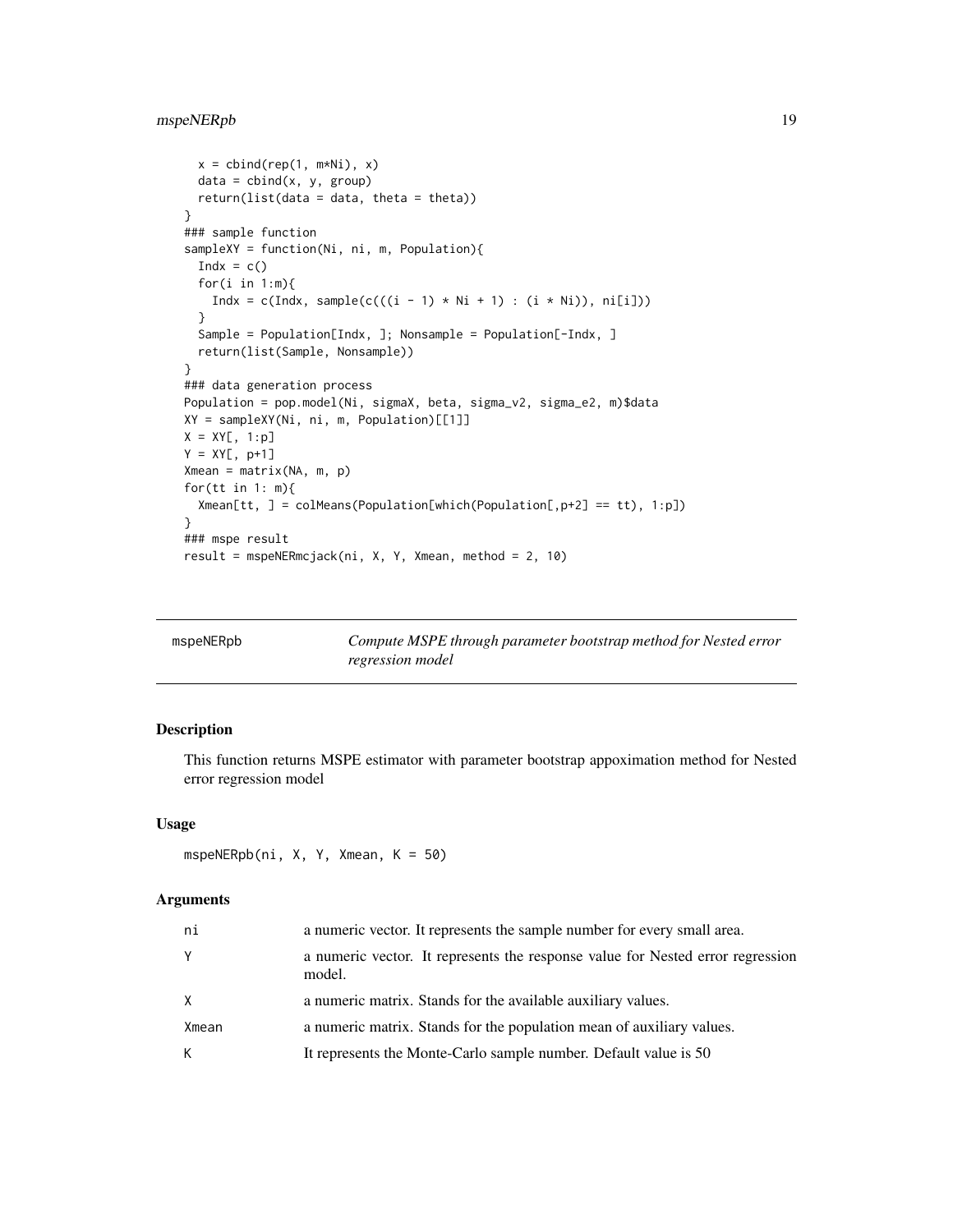```
  x = cbind(rep(1, m*Ni), x)
  data = cbind(x, y, group)
  return(list(data = data, theta = theta))
}
### sample function
sampleXY = function(Ni, ni, m, Population){
  Indx = c()
  for(i in 1:m){
    Indx = c(Indx, sample(c(((i - 1) * Ni + 1) : (i * Ni)), ni[i]))
  }
  Sample = Population[Indx, ]; Nonsample = Population[-Indx, ]
  return(list(Sample, Nonsample))
}
### data generation process
Population = pop.model(Ni, sigmaX, beta, sigma_v2, sigma_e2, m)$data
XY = sampleXY(Ni, ni, m, Population)[[1]]
X = XY[, 1:p]
Y = XY[, p+1]
Xmean = matrix(NA, m, p)
for(tt in 1: m){
  Xmean[tt, ] = colMeans(Population[which(Population[,p+2] == tt), 1:p])
}
### mspe result
result = mspeNERmcjack(ni, X, Y, Xmean, method = 2, 10)
```

## mspeNERpb — *Compute MSPE through parameter bootstrap method for Nested error regression model*

### Description

This function returns MSPE estimator with parameter bootstrap appoximation method for Nested error regression model

### Usage

```
mspeNERpb(ni, X, Y, Xmean, K = 50)
```

### Arguments

| | |
|---|---|
| ni | a numeric vector. It represents the sample number for every small area. |
| Y | a numeric vector. It represents the response value for Nested error regression model. |
| X | a numeric matrix. Stands for the available auxiliary values. |
| Xmean | a numeric matrix. Stands for the population mean of auxiliary values. |
| K | It represents the Monte-Carlo sample number. Default value is 50 |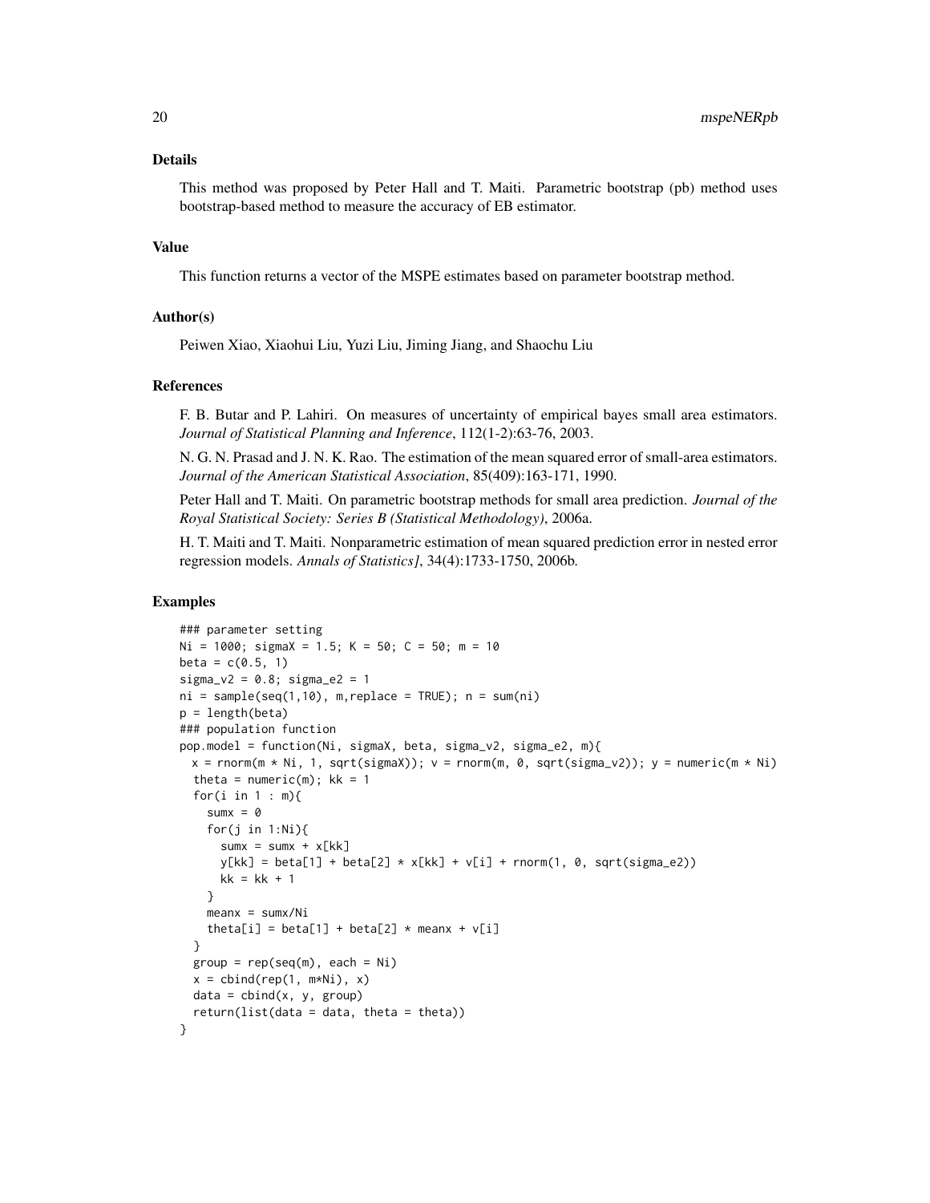## Details

This method was proposed by Peter Hall and T. Maiti. Parametric bootstrap (pb) method uses bootstrap-based method to measure the accuracy of EB estimator.

## Value

This function returns a vector of the MSPE estimates based on parameter bootstrap method.

## Author(s)

Peiwen Xiao, Xiaohui Liu, Yuzi Liu, Jiming Jiang, and Shaochu Liu

## References

F. B. Butar and P. Lahiri. On measures of uncertainty of empirical bayes small area estimators. *Journal of Statistical Planning and Inference*, 112(1-2):63-76, 2003.

N. G. N. Prasad and J. N. K. Rao. The estimation of the mean squared error of small-area estimators. *Journal of the American Statistical Association*, 85(409):163-171, 1990.

Peter Hall and T. Maiti. On parametric bootstrap methods for small area prediction. *Journal of the Royal Statistical Society: Series B (Statistical Methodology)*, 2006a.

H. T. Maiti and T. Maiti. Nonparametric estimation of mean squared prediction error in nested error regression models. *Annals of Statistics]*, 34(4):1733-1750, 2006b.

## Examples

```
### parameter setting
Ni = 1000; sigmaX = 1.5; K = 50; C = 50; m = 10
beta = c(0.5, 1)
sigma_v2 = 0.8; sigma_e2 = 1
ni = sample(seq(1,10), m,replace = TRUE); n = sum(ni)
p = length(beta)
### population function
pop.model = function(Ni, sigmaX, beta, sigma_v2, sigma_e2, m){
  x = rnorm(m * Ni, 1, sqrt(sigmaX)); v = rnorm(m, 0, sqrt(sigma_v2)); y = numeric(m * Ni)
  theta = numeric(m); kk = 1
  for(i in 1 : m){
    sumx = 0
    for(j in 1:Ni){
      sumx = sumx + x[kk]
      y[kk] = beta[1] + beta[2] * x[kk] + v[i] + rnorm(1, 0, sqrt(sigma_e2))
      kk = kk + 1
    }
    meanx = sumx/Ni
    theta[i] = beta[1] + beta[2] * meanx + v[i]
  }
  group = rep(seq(m), each = Ni)
  x = cbind(rep(1, m*Ni), x)
  data = cbind(x, y, group)
  return(list(data = data, theta = theta))
}
```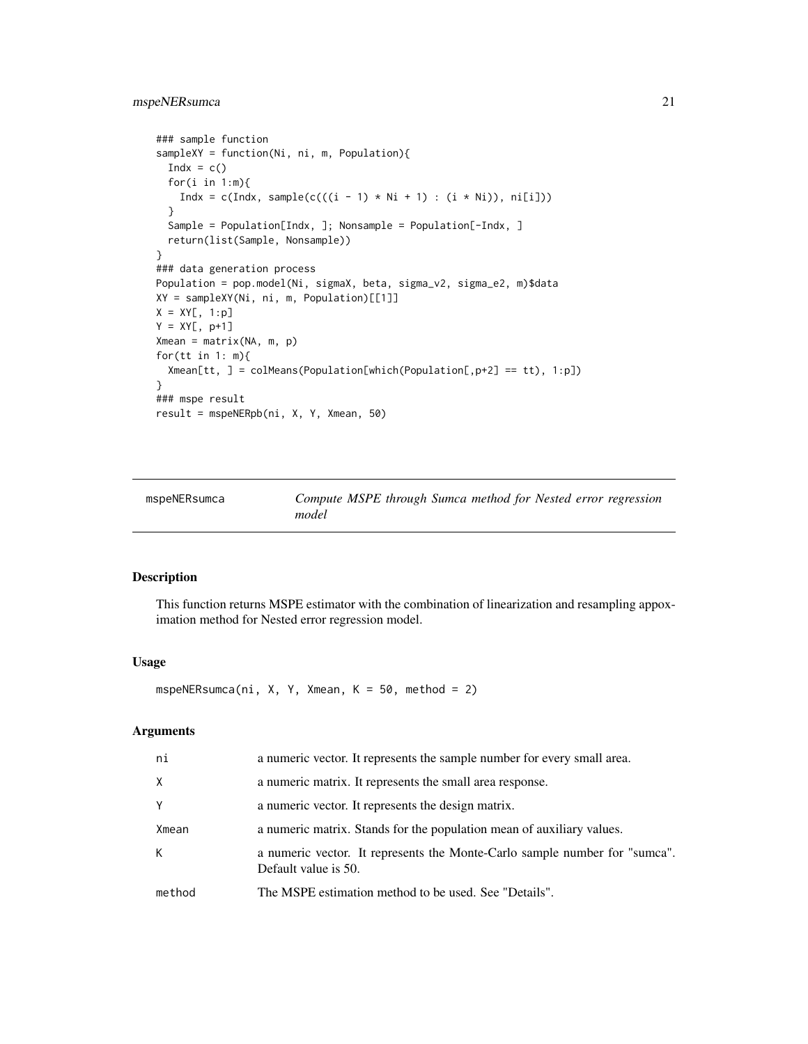```
### sample function
sampleXY = function(Ni, ni, m, Population){
  Indx = c()
  for(i in 1:m){
    Indx = c(Indx, sample(c(((i - 1) * Ni + 1) : (i * Ni)), ni[i]))
  }
  Sample = Population[Indx, ]; Nonsample = Population[-Indx, ]
  return(list(Sample, Nonsample))
}
### data generation process
Population = pop.model(Ni, sigmaX, beta, sigma_v2, sigma_e2, m)$data
XY = sampleXY(Ni, ni, m, Population)[[1]]
X = XY[, 1:p]
Y = XY[, p+1]
Xmean = matrix(NA, m, p)
for(tt in 1: m){
  Xmean[tt, ] = colMeans(Population[which(Population[,p+2] == tt), 1:p])
}
### mspe result
result = mspeNERpb(ni, X, Y, Xmean, 50)
```

---

## mspeNERsumca — *Compute MSPE through Sumca method for Nested error regression model*

### Description

This function returns MSPE estimator with the combination of linearization and resampling appoximation method for Nested error regression model.

### Usage

```
mspeNERsumca(ni, X, Y, Xmean, K = 50, method = 2)
```

### Arguments

| | |
|---|---|
| ni | a numeric vector. It represents the sample number for every small area. |
| X | a numeric matrix. It represents the small area response. |
| Y | a numeric vector. It represents the design matrix. |
| Xmean | a numeric matrix. Stands for the population mean of auxiliary values. |
| K | a numeric vector. It represents the Monte-Carlo sample number for "sumca". Default value is 50. |
| method | The MSPE estimation method to be used. See "Details". |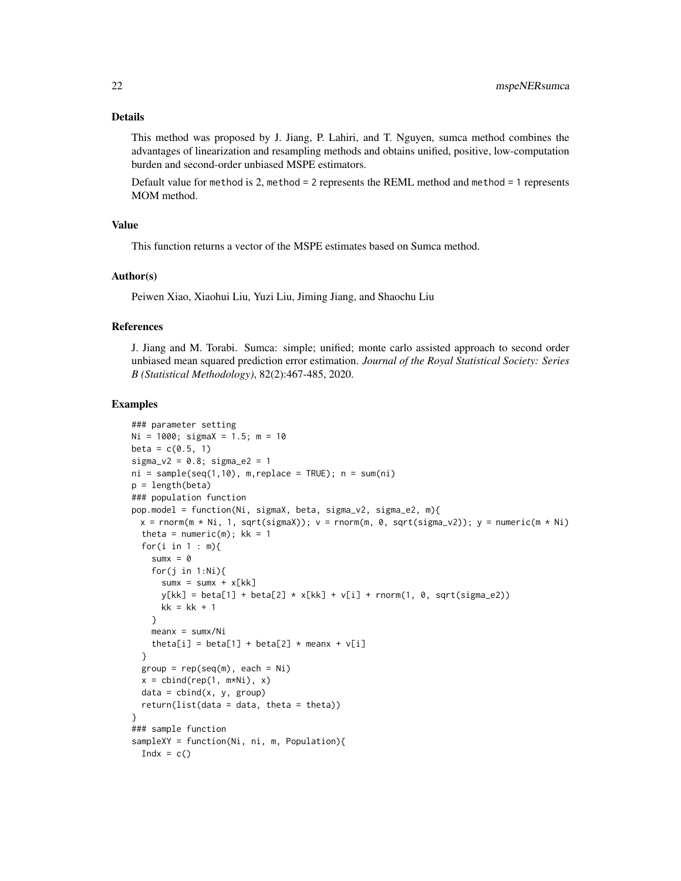## Details

This method was proposed by J. Jiang, P. Lahiri, and T. Nguyen, sumca method combines the advantages of linearization and resampling methods and obtains unified, positive, low-computation burden and second-order unbiased MSPE estimators.

Default value for `method` is 2, `method = 2` represents the REML method and `method = 1` represents MOM method.

## Value

This function returns a vector of the MSPE estimates based on Sumca method.

## Author(s)

Peiwen Xiao, Xiaohui Liu, Yuzi Liu, Jiming Jiang, and Shaochu Liu

## References

J. Jiang and M. Torabi. Sumca: simple; unified; monte carlo assisted approach to second order unbiased mean squared prediction error estimation. *Journal of the Royal Statistical Society: Series B (Statistical Methodology)*, 82(2):467-485, 2020.

## Examples

```
### parameter setting
Ni = 1000; sigmaX = 1.5; m = 10
beta = c(0.5, 1)
sigma_v2 = 0.8; sigma_e2 = 1
ni = sample(seq(1,10), m,replace = TRUE); n = sum(ni)
p = length(beta)
### population function
pop.model = function(Ni, sigmaX, beta, sigma_v2, sigma_e2, m){
  x = rnorm(m * Ni, 1, sqrt(sigmaX)); v = rnorm(m, 0, sqrt(sigma_v2)); y = numeric(m * Ni)
  theta = numeric(m); kk = 1
  for(i in 1 : m){
    sumx = 0
    for(j in 1:Ni){
      sumx = sumx + x[kk]
      y[kk] = beta[1] + beta[2] * x[kk] + v[i] + rnorm(1, 0, sqrt(sigma_e2))
      kk = kk + 1
    }
    meanx = sumx/Ni
    theta[i] = beta[1] + beta[2] * meanx + v[i]
  }
  group = rep(seq(m), each = Ni)
  x = cbind(rep(1, m*Ni), x)
  data = cbind(x, y, group)
  return(list(data = data, theta = theta))
}
### sample function
sampleXY = function(Ni, ni, m, Population){
  Indx = c()
```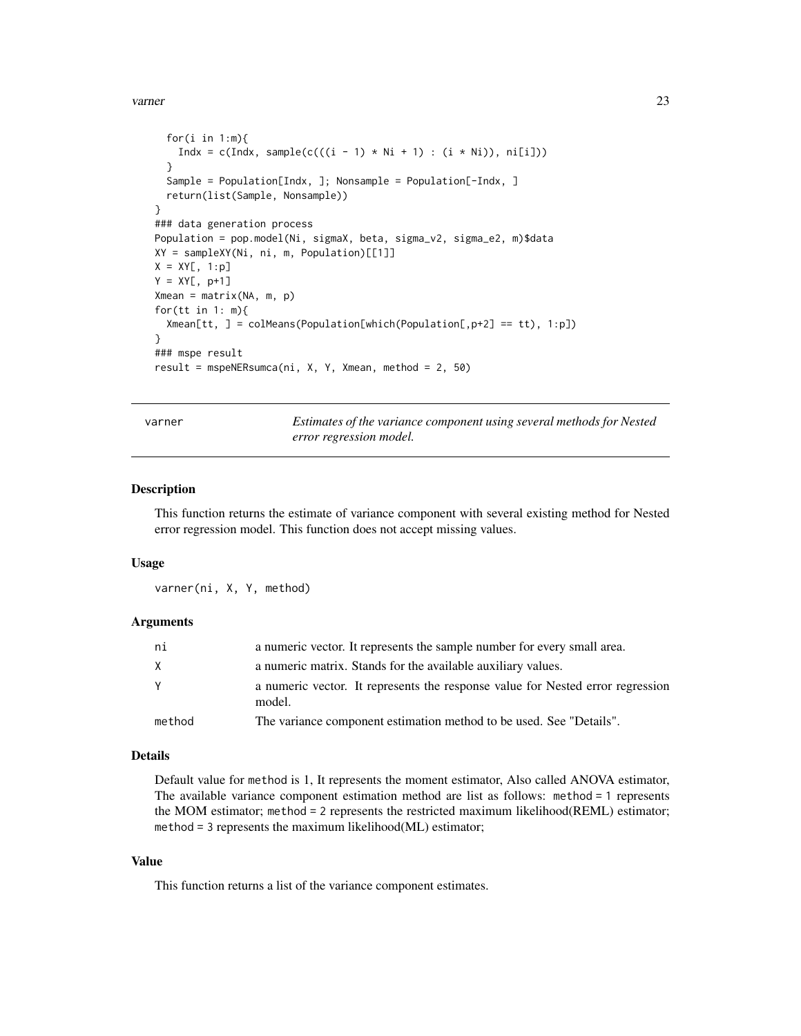```
  for(i in 1:m){
    Indx = c(Indx, sample(c(((i - 1) * Ni + 1) : (i * Ni)), ni[i]))
  }
  Sample = Population[Indx, ]; Nonsample = Population[-Indx, ]
  return(list(Sample, Nonsample))
}
### data generation process
Population = pop.model(Ni, sigmaX, beta, sigma_v2, sigma_e2, m)$data
XY = sampleXY(Ni, ni, m, Population)[[1]]
X = XY[, 1:p]
Y = XY[, p+1]
Xmean = matrix(NA, m, p)
for(tt in 1: m){
  Xmean[tt, ] = colMeans(Population[which(Population[,p+2] == tt), 1:p])
}
### mspe result
result = mspeNERsumca(ni, X, Y, Xmean, method = 2, 50)
```

---

## varner — *Estimates of the variance component using several methods for Nested error regression model.*

### Description

This function returns the estimate of variance component with several existing method for Nested error regression model. This function does not accept missing values.

### Usage

```
varner(ni, X, Y, method)
```

### Arguments

| | |
|---|---|
| ni | a numeric vector. It represents the sample number for every small area. |
| X | a numeric matrix. Stands for the available auxiliary values. |
| Y | a numeric vector. It represents the response value for Nested error regression model. |
| method | The variance component estimation method to be used. See "Details". |

### Details

Default value for `method` is 1, It represents the moment estimator, Also called ANOVA estimator, The available variance component estimation method are list as follows: `method = 1` represents the MOM estimator; `method = 2` represents the restricted maximum likelihood(REML) estimator; `method = 3` represents the maximum likelihood(ML) estimator;

### Value

This function returns a list of the variance component estimates.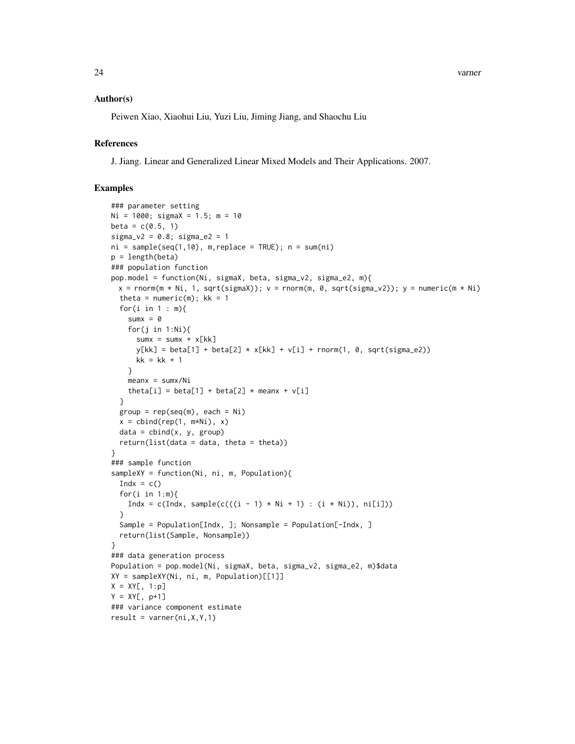## Author(s)

Peiwen Xiao, Xiaohui Liu, Yuzi Liu, Jiming Jiang, and Shaochu Liu

## References

J. Jiang. Linear and Generalized Linear Mixed Models and Their Applications. 2007.

## Examples

```
### parameter setting
Ni = 1000; sigmaX = 1.5; m = 10
beta = c(0.5, 1)
sigma_v2 = 0.8; sigma_e2 = 1
ni = sample(seq(1,10), m,replace = TRUE); n = sum(ni)
p = length(beta)
### population function
pop.model = function(Ni, sigmaX, beta, sigma_v2, sigma_e2, m){
  x = rnorm(m * Ni, 1, sqrt(sigmaX)); v = rnorm(m, 0, sqrt(sigma_v2)); y = numeric(m * Ni)
  theta = numeric(m); kk = 1
  for(i in 1 : m){
    sumx = 0
    for(j in 1:Ni){
      sumx = sumx + x[kk]
      y[kk] = beta[1] + beta[2] * x[kk] + v[i] + rnorm(1, 0, sqrt(sigma_e2))
      kk = kk + 1
    }
    meanx = sumx/Ni
    theta[i] = beta[1] + beta[2] * meanx + v[i]
  }
  group = rep(seq(m), each = Ni)
  x = cbind(rep(1, m*Ni), x)
  data = cbind(x, y, group)
  return(list(data = data, theta = theta))
}
### sample function
sampleXY = function(Ni, ni, m, Population){
  Indx = c()
  for(i in 1:m){
    Indx = c(Indx, sample(c(((i - 1) * Ni + 1) : (i * Ni)), ni[i]))
  }
  Sample = Population[Indx, ]; Nonsample = Population[-Indx, ]
  return(list(Sample, Nonsample))
}
### data generation process
Population = pop.model(Ni, sigmaX, beta, sigma_v2, sigma_e2, m)$data
XY = sampleXY(Ni, ni, m, Population)[[1]]
X = XY[, 1:p]
Y = XY[, p+1]
### variance component estimate
result = varner(ni,X,Y,1)
```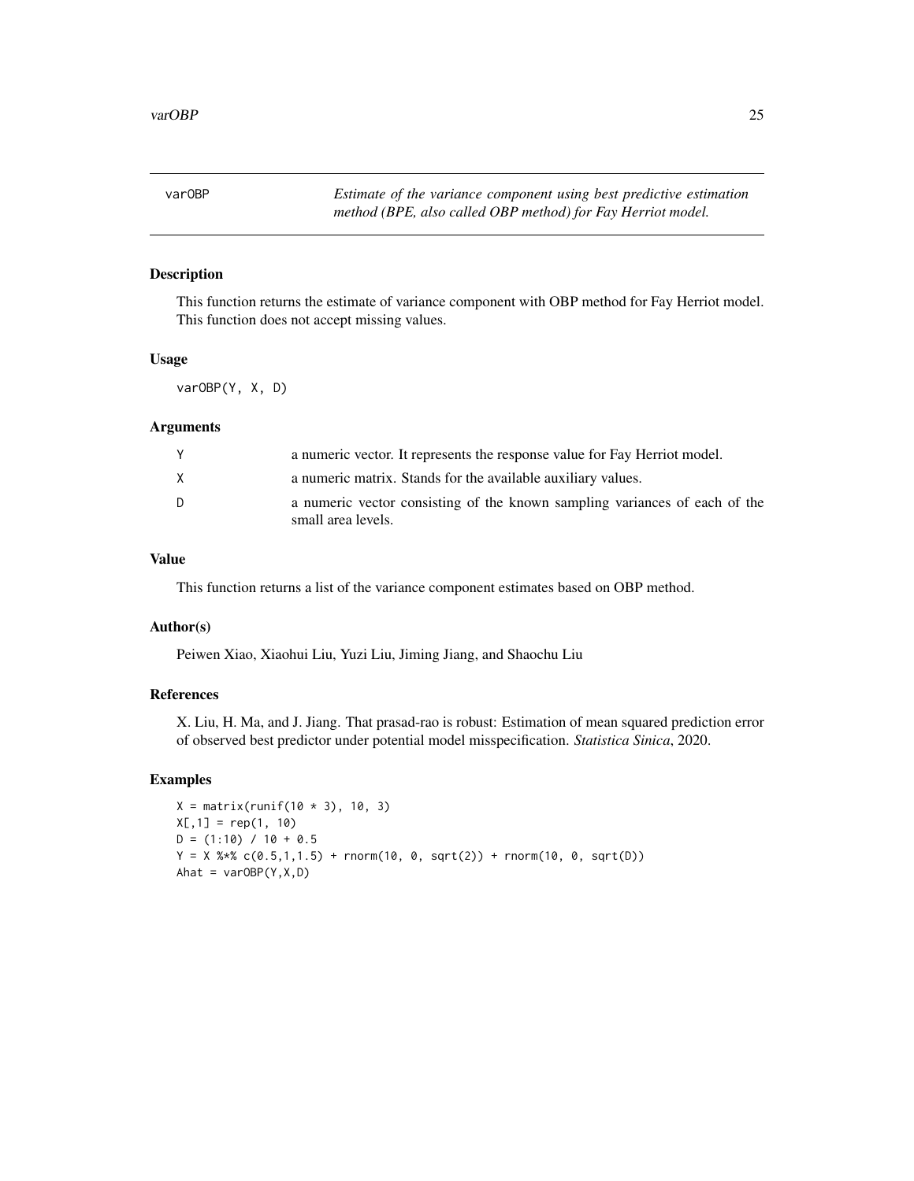## varOBP

*Estimate of the variance component using best predictive estimation method (BPE, also called OBP method) for Fay Herriot model.*

### Description

This function returns the estimate of variance component with OBP method for Fay Herriot model. This function does not accept missing values.

### Usage

```
varOBP(Y, X, D)
```

### Arguments

| | |
|---|---|
| Y | a numeric vector. It represents the response value for Fay Herriot model. |
| X | a numeric matrix. Stands for the available auxiliary values. |
| D | a numeric vector consisting of the known sampling variances of each of the small area levels. |

### Value

This function returns a list of the variance component estimates based on OBP method.

### Author(s)

Peiwen Xiao, Xiaohui Liu, Yuzi Liu, Jiming Jiang, and Shaochu Liu

### References

X. Liu, H. Ma, and J. Jiang. That prasad-rao is robust: Estimation of mean squared prediction error of observed best predictor under potential model misspecification. *Statistica Sinica*, 2020.

### Examples

```
X = matrix(runif(10 * 3), 10, 3)
X[,1] = rep(1, 10)
D = (1:10) / 10 + 0.5
Y = X %*% c(0.5,1,1.5) + rnorm(10, 0, sqrt(2)) + rnorm(10, 0, sqrt(D))
Ahat = varOBP(Y,X,D)
```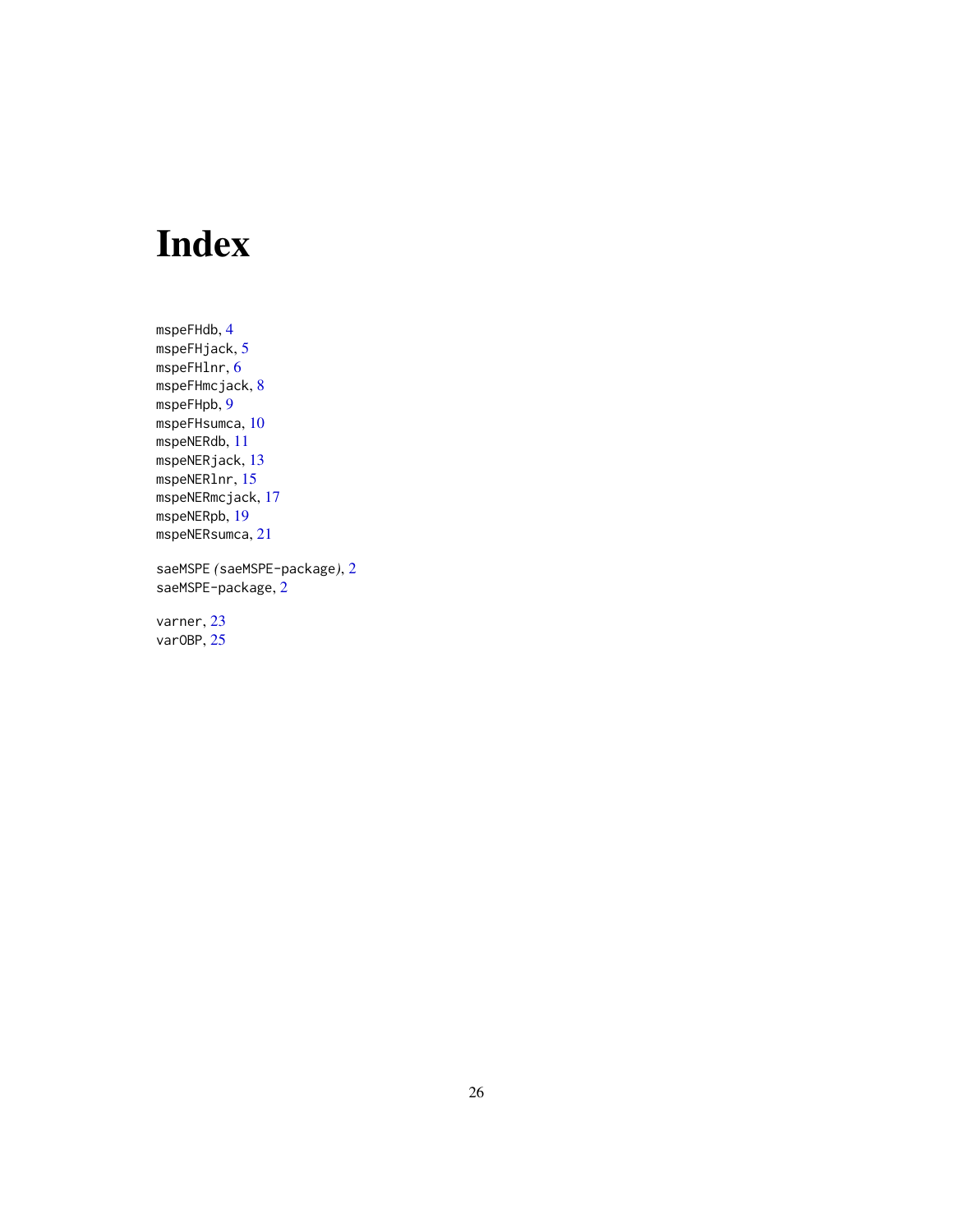# Index

mspeFHdb, 4
mspeFHjack, 5
mspeFHlnr, 6
mspeFHmcjack, 8
mspeFHpb, 9
mspeFHsumca, 10
mspeNERdb, 11
mspeNERjack, 13
mspeNERlnr, 15
mspeNERmcjack, 17
mspeNERpb, 19
mspeNERsumca, 21

saeMSPE (saeMSPE-package), 2
saeMSPE-package, 2

varner, 23
varOBP, 25